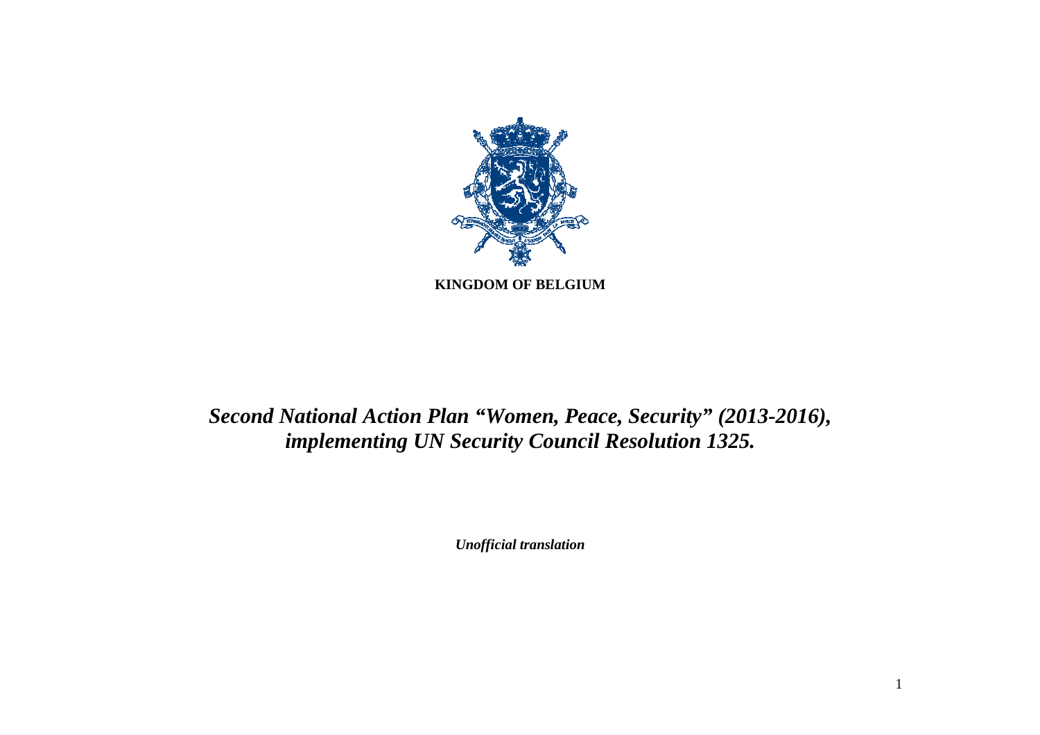**KINGDOM OF BELGIUM**

# *Second National Action Plan "Women, Peace, Security" (2013-2016), implementing UN Security Council Resolution 1325.*

***Unofficial translation***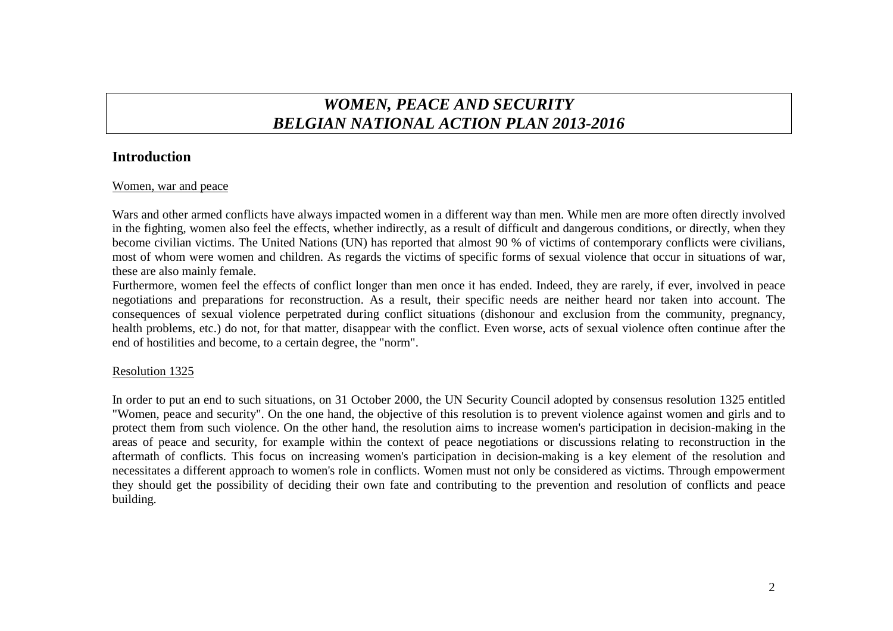# *WOMEN, PEACE AND SECURITY*
# *BELGIAN NATIONAL ACTION PLAN 2013-2016*

## Introduction

<u>Women, war and peace</u>

Wars and other armed conflicts have always impacted women in a different way than men. While men are more often directly involved in the fighting, women also feel the effects, whether indirectly, as a result of difficult and dangerous conditions, or directly, when they become civilian victims. The United Nations (UN) has reported that almost 90 % of victims of contemporary conflicts were civilians, most of whom were women and children. As regards the victims of specific forms of sexual violence that occur in situations of war, these are also mainly female.

Furthermore, women feel the effects of conflict longer than men once it has ended. Indeed, they are rarely, if ever, involved in peace negotiations and preparations for reconstruction. As a result, their specific needs are neither heard nor taken into account. The consequences of sexual violence perpetrated during conflict situations (dishonour and exclusion from the community, pregnancy, health problems, etc.) do not, for that matter, disappear with the conflict. Even worse, acts of sexual violence often continue after the end of hostilities and become, to a certain degree, the "norm".

<u>Resolution 1325</u>

In order to put an end to such situations, on 31 October 2000, the UN Security Council adopted by consensus resolution 1325 entitled "Women, peace and security". On the one hand, the objective of this resolution is to prevent violence against women and girls and to protect them from such violence. On the other hand, the resolution aims to increase women's participation in decision-making in the areas of peace and security, for example within the context of peace negotiations or discussions relating to reconstruction in the aftermath of conflicts. This focus on increasing women's participation in decision-making is a key element of the resolution and necessitates a different approach to women's role in conflicts. Women must not only be considered as victims. Through empowerment they should get the possibility of deciding their own fate and contributing to the prevention and resolution of conflicts and peace building.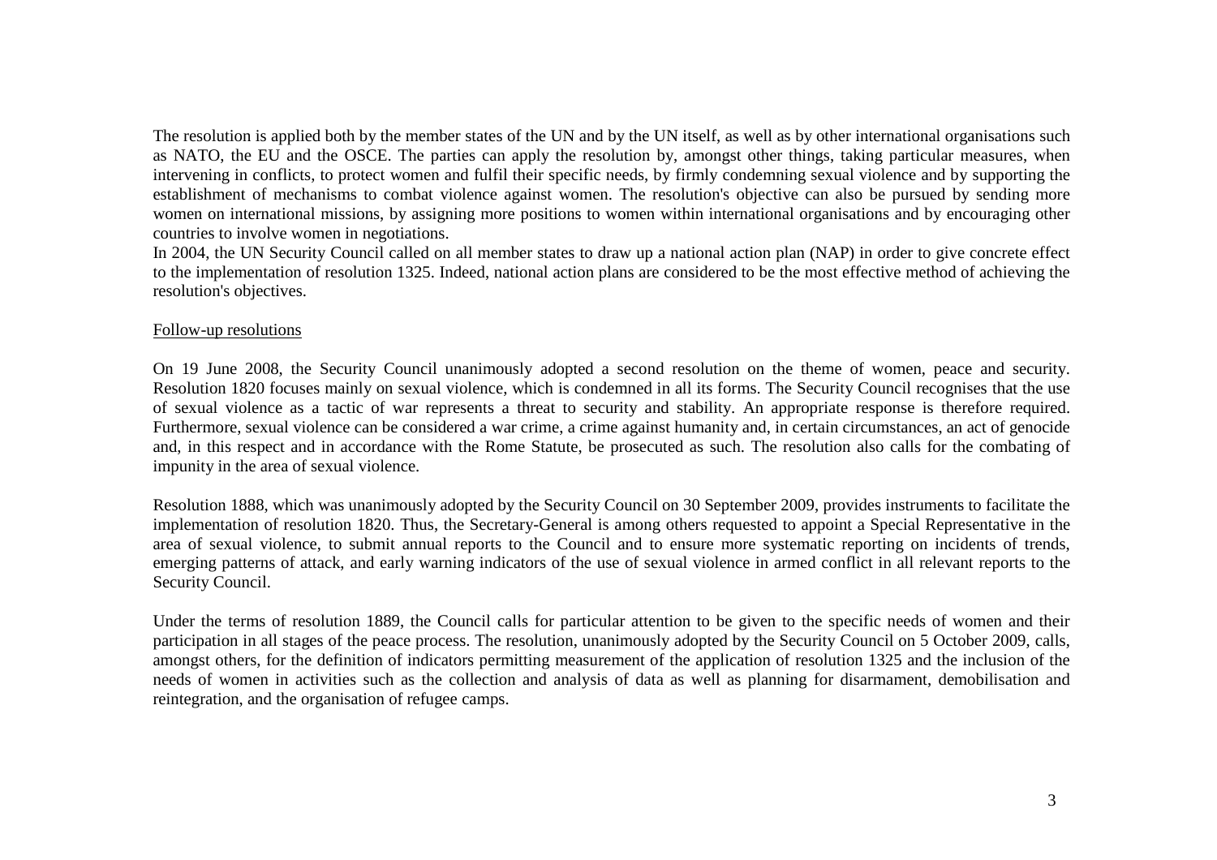The resolution is applied both by the member states of the UN and by the UN itself, as well as by other international organisations such as NATO, the EU and the OSCE. The parties can apply the resolution by, amongst other things, taking particular measures, when intervening in conflicts, to protect women and fulfil their specific needs, by firmly condemning sexual violence and by supporting the establishment of mechanisms to combat violence against women. The resolution's objective can also be pursued by sending more women on international missions, by assigning more positions to women within international organisations and by encouraging other countries to involve women in negotiations.

In 2004, the UN Security Council called on all member states to draw up a national action plan (NAP) in order to give concrete effect to the implementation of resolution 1325. Indeed, national action plans are considered to be the most effective method of achieving the resolution's objectives.

<u>Follow-up resolutions</u>

On 19 June 2008, the Security Council unanimously adopted a second resolution on the theme of women, peace and security. Resolution 1820 focuses mainly on sexual violence, which is condemned in all its forms. The Security Council recognises that the use of sexual violence as a tactic of war represents a threat to security and stability. An appropriate response is therefore required. Furthermore, sexual violence can be considered a war crime, a crime against humanity and, in certain circumstances, an act of genocide and, in this respect and in accordance with the Rome Statute, be prosecuted as such. The resolution also calls for the combating of impunity in the area of sexual violence.

Resolution 1888, which was unanimously adopted by the Security Council on 30 September 2009, provides instruments to facilitate the implementation of resolution 1820. Thus, the Secretary-General is among others requested to appoint a Special Representative in the area of sexual violence, to submit annual reports to the Council and to ensure more systematic reporting on incidents of trends, emerging patterns of attack, and early warning indicators of the use of sexual violence in armed conflict in all relevant reports to the Security Council.

Under the terms of resolution 1889, the Council calls for particular attention to be given to the specific needs of women and their participation in all stages of the peace process. The resolution, unanimously adopted by the Security Council on 5 October 2009, calls, amongst others, for the definition of indicators permitting measurement of the application of resolution 1325 and the inclusion of the needs of women in activities such as the collection and analysis of data as well as planning for disarmament, demobilisation and reintegration, and the organisation of refugee camps.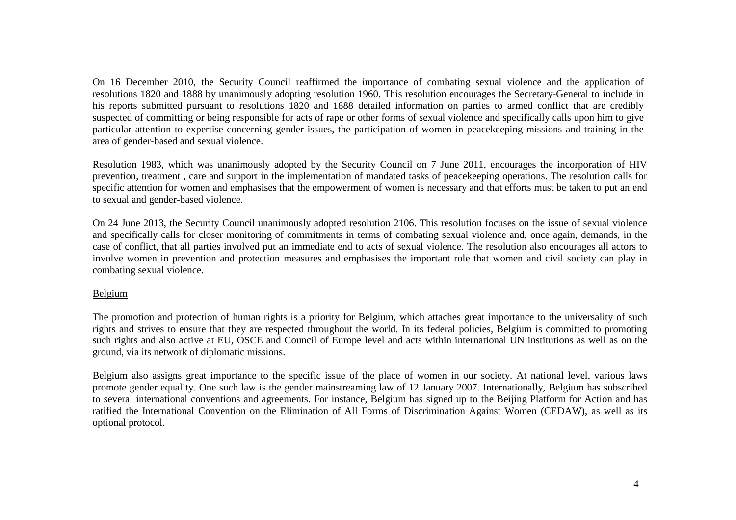On 16 December 2010, the Security Council reaffirmed the importance of combating sexual violence and the application of resolutions 1820 and 1888 by unanimously adopting resolution 1960. This resolution encourages the Secretary-General to include in his reports submitted pursuant to resolutions 1820 and 1888 detailed information on parties to armed conflict that are credibly suspected of committing or being responsible for acts of rape or other forms of sexual violence and specifically calls upon him to give particular attention to expertise concerning gender issues, the participation of women in peacekeeping missions and training in the area of gender-based and sexual violence.

Resolution 1983, which was unanimously adopted by the Security Council on 7 June 2011, encourages the incorporation of HIV prevention, treatment , care and support in the implementation of mandated tasks of peacekeeping operations. The resolution calls for specific attention for women and emphasises that the empowerment of women is necessary and that efforts must be taken to put an end to sexual and gender-based violence.

On 24 June 2013, the Security Council unanimously adopted resolution 2106. This resolution focuses on the issue of sexual violence and specifically calls for closer monitoring of commitments in terms of combating sexual violence and, once again, demands, in the case of conflict, that all parties involved put an immediate end to acts of sexual violence. The resolution also encourages all actors to involve women in prevention and protection measures and emphasises the important role that women and civil society can play in combating sexual violence.

## Belgium

The promotion and protection of human rights is a priority for Belgium, which attaches great importance to the universality of such rights and strives to ensure that they are respected throughout the world. In its federal policies, Belgium is committed to promoting such rights and also active at EU, OSCE and Council of Europe level and acts within international UN institutions as well as on the ground, via its network of diplomatic missions.

Belgium also assigns great importance to the specific issue of the place of women in our society. At national level, various laws promote gender equality. One such law is the gender mainstreaming law of 12 January 2007. Internationally, Belgium has subscribed to several international conventions and agreements. For instance, Belgium has signed up to the Beijing Platform for Action and has ratified the International Convention on the Elimination of All Forms of Discrimination Against Women (CEDAW), as well as its optional protocol.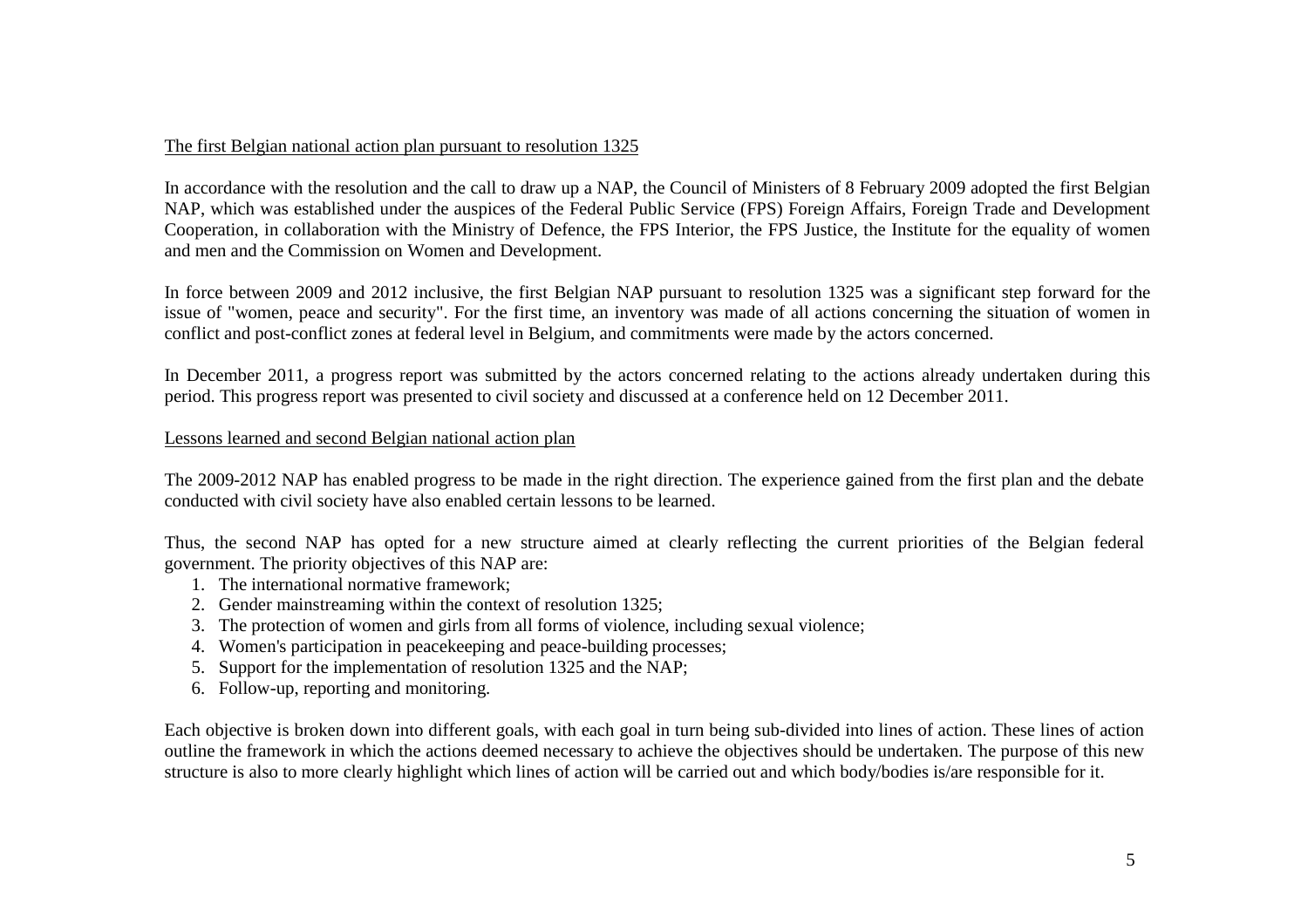The first Belgian national action plan pursuant to resolution 1325

In accordance with the resolution and the call to draw up a NAP, the Council of Ministers of 8 February 2009 adopted the first Belgian NAP, which was established under the auspices of the Federal Public Service (FPS) Foreign Affairs, Foreign Trade and Development Cooperation, in collaboration with the Ministry of Defence, the FPS Interior, the FPS Justice, the Institute for the equality of women and men and the Commission on Women and Development.

In force between 2009 and 2012 inclusive, the first Belgian NAP pursuant to resolution 1325 was a significant step forward for the issue of "women, peace and security". For the first time, an inventory was made of all actions concerning the situation of women in conflict and post-conflict zones at federal level in Belgium, and commitments were made by the actors concerned.

In December 2011, a progress report was submitted by the actors concerned relating to the actions already undertaken during this period. This progress report was presented to civil society and discussed at a conference held on 12 December 2011.

Lessons learned and second Belgian national action plan

The 2009-2012 NAP has enabled progress to be made in the right direction. The experience gained from the first plan and the debate conducted with civil society have also enabled certain lessons to be learned.

Thus, the second NAP has opted for a new structure aimed at clearly reflecting the current priorities of the Belgian federal government. The priority objectives of this NAP are:

1. The international normative framework;
2. Gender mainstreaming within the context of resolution 1325;
3. The protection of women and girls from all forms of violence, including sexual violence;
4. Women's participation in peacekeeping and peace-building processes;
5. Support for the implementation of resolution 1325 and the NAP;
6. Follow-up, reporting and monitoring.

Each objective is broken down into different goals, with each goal in turn being sub-divided into lines of action. These lines of action outline the framework in which the actions deemed necessary to achieve the objectives should be undertaken. The purpose of this new structure is also to more clearly highlight which lines of action will be carried out and which body/bodies is/are responsible for it.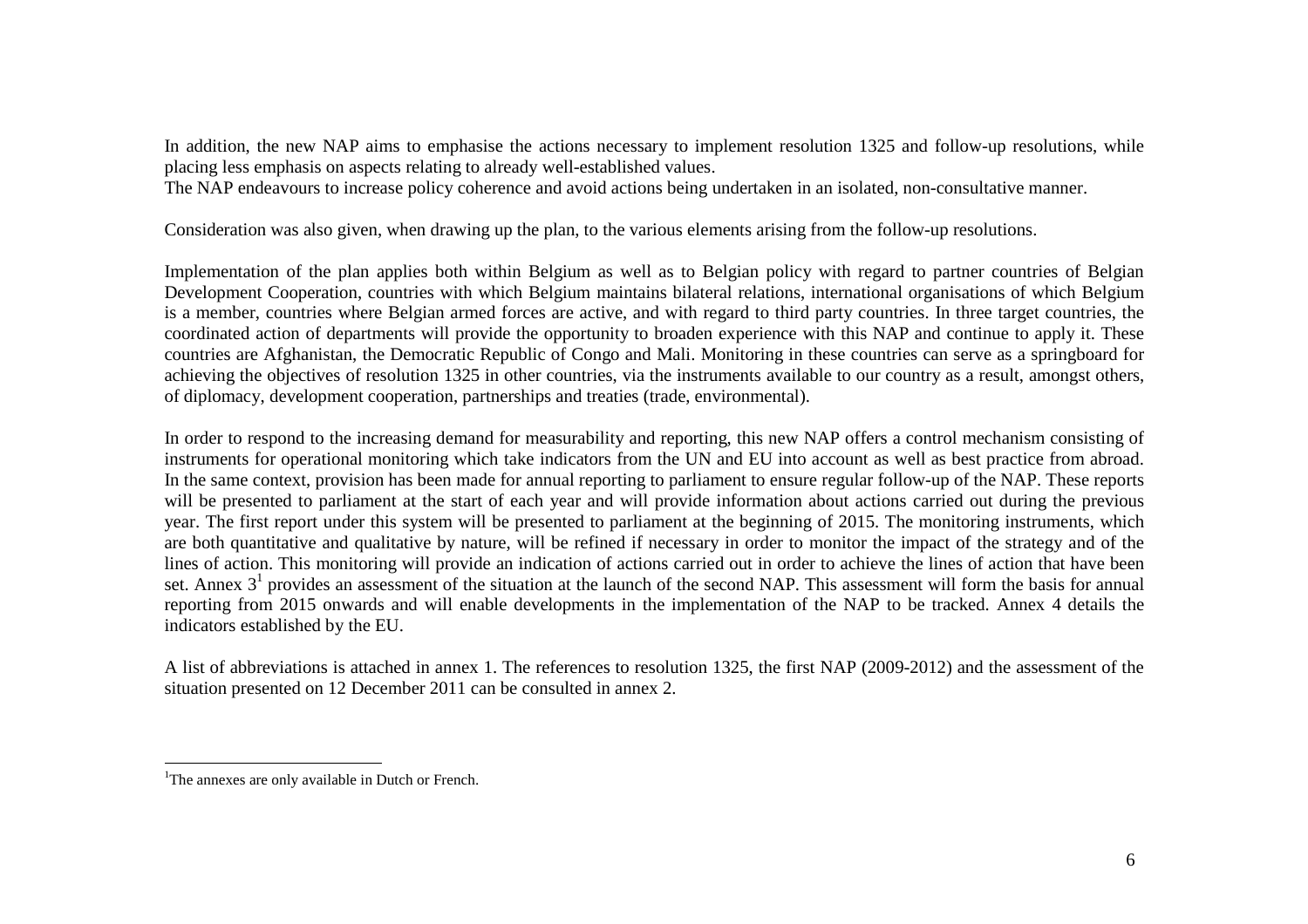In addition, the new NAP aims to emphasise the actions necessary to implement resolution 1325 and follow-up resolutions, while placing less emphasis on aspects relating to already well-established values.
The NAP endeavours to increase policy coherence and avoid actions being undertaken in an isolated, non-consultative manner.

Consideration was also given, when drawing up the plan, to the various elements arising from the follow-up resolutions.

Implementation of the plan applies both within Belgium as well as to Belgian policy with regard to partner countries of Belgian Development Cooperation, countries with which Belgium maintains bilateral relations, international organisations of which Belgium is a member, countries where Belgian armed forces are active, and with regard to third party countries. In three target countries, the coordinated action of departments will provide the opportunity to broaden experience with this NAP and continue to apply it. These countries are Afghanistan, the Democratic Republic of Congo and Mali. Monitoring in these countries can serve as a springboard for achieving the objectives of resolution 1325 in other countries, via the instruments available to our country as a result, amongst others, of diplomacy, development cooperation, partnerships and treaties (trade, environmental).

In order to respond to the increasing demand for measurability and reporting, this new NAP offers a control mechanism consisting of instruments for operational monitoring which take indicators from the UN and EU into account as well as best practice from abroad. In the same context, provision has been made for annual reporting to parliament to ensure regular follow-up of the NAP. These reports will be presented to parliament at the start of each year and will provide information about actions carried out during the previous year. The first report under this system will be presented to parliament at the beginning of 2015. The monitoring instruments, which are both quantitative and qualitative by nature, will be refined if necessary in order to monitor the impact of the strategy and of the lines of action. This monitoring will provide an indication of actions carried out in order to achieve the lines of action that have been set. Annex 3[1] provides an assessment of the situation at the launch of the second NAP. This assessment will form the basis for annual reporting from 2015 onwards and will enable developments in the implementation of the NAP to be tracked. Annex 4 details the indicators established by the EU.

A list of abbreviations is attached in annex 1. The references to resolution 1325, the first NAP (2009-2012) and the assessment of the situation presented on 12 December 2011 can be consulted in annex 2.

[1]The annexes are only available in Dutch or French.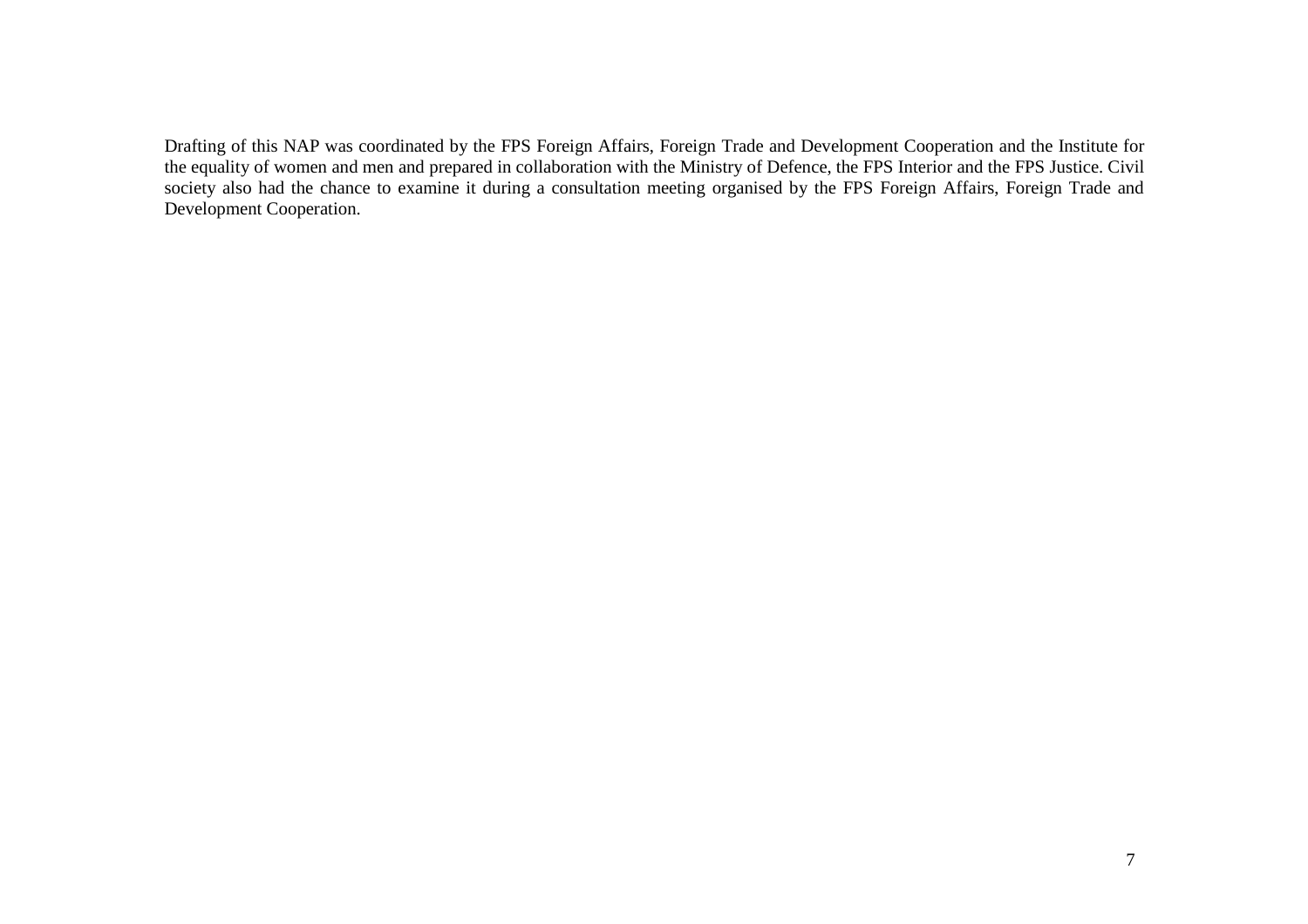Drafting of this NAP was coordinated by the FPS Foreign Affairs, Foreign Trade and Development Cooperation and the Institute for the equality of women and men and prepared in collaboration with the Ministry of Defence, the FPS Interior and the FPS Justice. Civil society also had the chance to examine it during a consultation meeting organised by the FPS Foreign Affairs, Foreign Trade and Development Cooperation.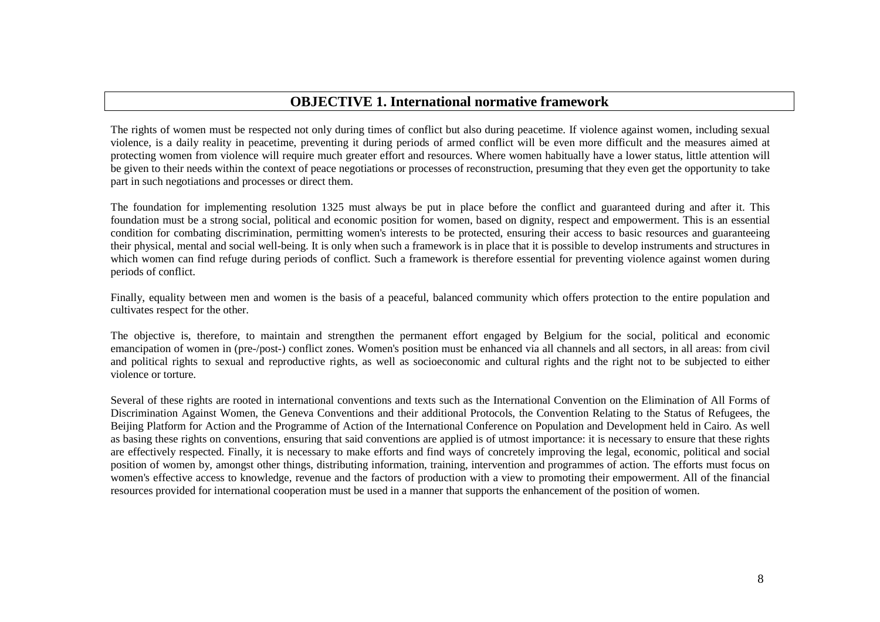## OBJECTIVE 1. International normative framework

The rights of women must be respected not only during times of conflict but also during peacetime. If violence against women, including sexual violence, is a daily reality in peacetime, preventing it during periods of armed conflict will be even more difficult and the measures aimed at protecting women from violence will require much greater effort and resources. Where women habitually have a lower status, little attention will be given to their needs within the context of peace negotiations or processes of reconstruction, presuming that they even get the opportunity to take part in such negotiations and processes or direct them.

The foundation for implementing resolution 1325 must always be put in place before the conflict and guaranteed during and after it. This foundation must be a strong social, political and economic position for women, based on dignity, respect and empowerment. This is an essential condition for combating discrimination, permitting women's interests to be protected, ensuring their access to basic resources and guaranteeing their physical, mental and social well-being. It is only when such a framework is in place that it is possible to develop instruments and structures in which women can find refuge during periods of conflict. Such a framework is therefore essential for preventing violence against women during periods of conflict.

Finally, equality between men and women is the basis of a peaceful, balanced community which offers protection to the entire population and cultivates respect for the other.

The objective is, therefore, to maintain and strengthen the permanent effort engaged by Belgium for the social, political and economic emancipation of women in (pre-/post-) conflict zones. Women's position must be enhanced via all channels and all sectors, in all areas: from civil and political rights to sexual and reproductive rights, as well as socioeconomic and cultural rights and the right not to be subjected to either violence or torture.

Several of these rights are rooted in international conventions and texts such as the International Convention on the Elimination of All Forms of Discrimination Against Women, the Geneva Conventions and their additional Protocols, the Convention Relating to the Status of Refugees, the Beijing Platform for Action and the Programme of Action of the International Conference on Population and Development held in Cairo. As well as basing these rights on conventions, ensuring that said conventions are applied is of utmost importance: it is necessary to ensure that these rights are effectively respected. Finally, it is necessary to make efforts and find ways of concretely improving the legal, economic, political and social position of women by, amongst other things, distributing information, training, intervention and programmes of action. The efforts must focus on women's effective access to knowledge, revenue and the factors of production with a view to promoting their empowerment. All of the financial resources provided for international cooperation must be used in a manner that supports the enhancement of the position of women.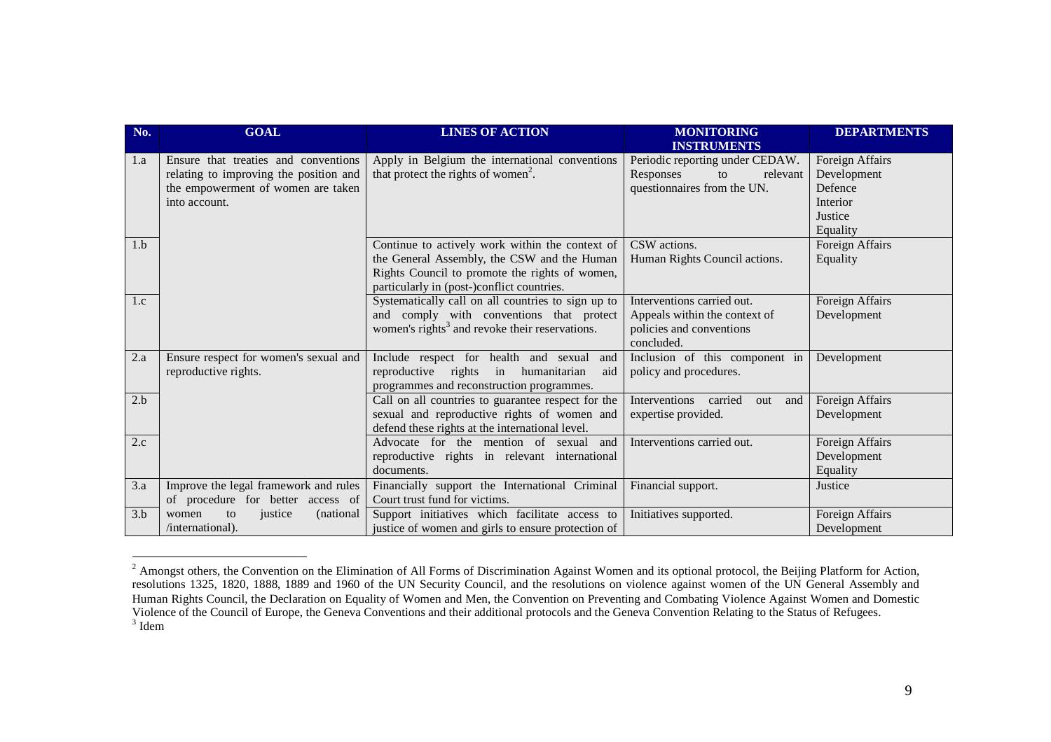| No. | GOAL | LINES OF ACTION | MONITORING INSTRUMENTS | DEPARTMENTS |
| --- | --- | --- | --- | --- |
| 1.a | Ensure that treaties and conventions relating to improving the position and the empowerment of women are taken into account. | Apply in Belgium the international conventions that protect the rights of women[2]. | Periodic reporting under CEDAW.<br>Responses to relevant questionnaires from the UN. | Foreign Affairs<br>Development<br>Defence<br>Interior<br>Justice<br>Equality |
| 1.b | | Continue to actively work within the context of the General Assembly, the CSW and the Human Rights Council to promote the rights of women, particularly in (post-)conflict countries. | CSW actions.<br>Human Rights Council actions. | Foreign Affairs<br>Equality |
| 1.c | | Systematically call on all countries to sign up to and comply with conventions that protect women's rights[3] and revoke their reservations. | Interventions carried out.<br>Appeals within the context of policies and conventions concluded. | Foreign Affairs<br>Development |
| 2.a | Ensure respect for women's sexual and reproductive rights. | Include respect for health and sexual and reproductive rights in humanitarian aid programmes and reconstruction programmes. | Inclusion of this component in policy and procedures. | Development |
| 2.b | | Call on all countries to guarantee respect for the sexual and reproductive rights of women and defend these rights at the international level. | Interventions carried out and expertise provided. | Foreign Affairs<br>Development |
| 2.c | | Advocate for the mention of sexual and reproductive rights in relevant international documents. | Interventions carried out. | Foreign Affairs<br>Development<br>Equality |
| 3.a | Improve the legal framework and rules of procedure for better access of women to justice (national /international). | Financially support the International Criminal Court trust fund for victims. | Financial support. | Justice |
| 3.b | | Support initiatives which facilitate access to justice of women and girls to ensure protection of | Initiatives supported. | Foreign Affairs<br>Development |

[2] Amongst others, the Convention on the Elimination of All Forms of Discrimination Against Women and its optional protocol, the Beijing Platform for Action, resolutions 1325, 1820, 1888, 1889 and 1960 of the UN Security Council, and the resolutions on violence against women of the UN General Assembly and Human Rights Council, the Declaration on Equality of Women and Men, the Convention on Preventing and Combating Violence Against Women and Domestic Violence of the Council of Europe, the Geneva Conventions and their additional protocols and the Geneva Convention Relating to the Status of Refugees.

[3] Idem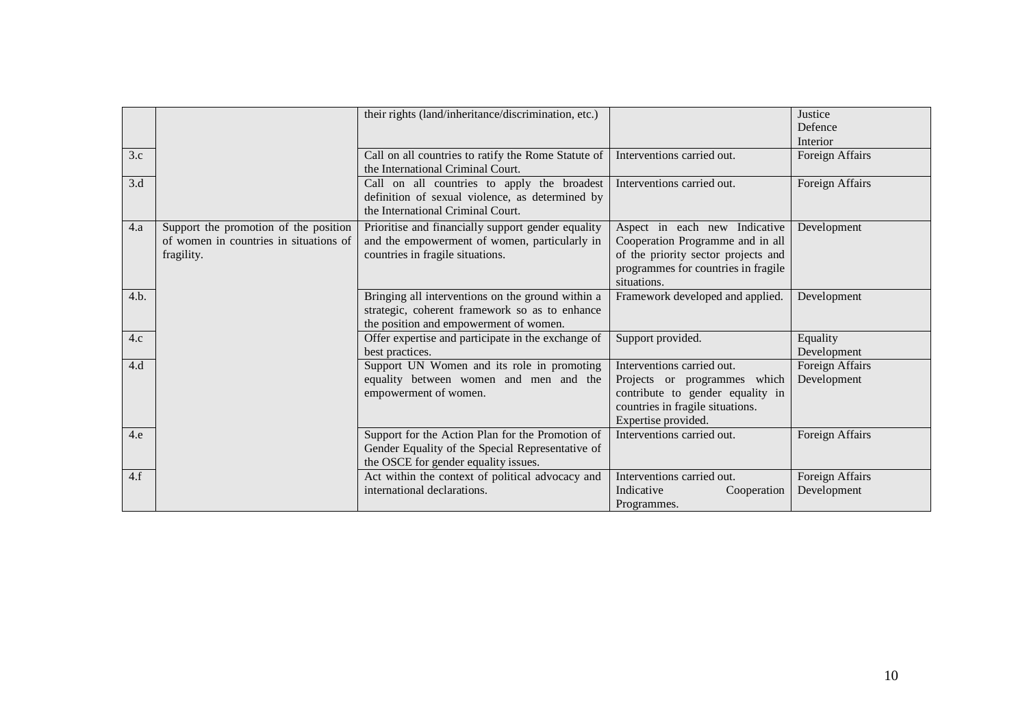| | | their rights (land/inheritance/discrimination, etc.) | | Justice<br>Defence<br>Interior |
|---|---|---|---|---|
| 3.c | | Call on all countries to ratify the Rome Statute of the International Criminal Court. | Interventions carried out. | Foreign Affairs |
| 3.d | | Call on all countries to apply the broadest definition of sexual violence, as determined by the International Criminal Court. | Interventions carried out. | Foreign Affairs |
| 4.a | Support the promotion of the position of women in countries in situations of fragility. | Prioritise and financially support gender equality and the empowerment of women, particularly in countries in fragile situations. | Aspect in each new Indicative Cooperation Programme and in all of the priority sector projects and programmes for countries in fragile situations. | Development |
| 4.b. | | Bringing all interventions on the ground within a strategic, coherent framework so as to enhance the position and empowerment of women. | Framework developed and applied. | Development |
| 4.c | | Offer expertise and participate in the exchange of best practices. | Support provided. | Equality<br>Development |
| 4.d | | Support UN Women and its role in promoting equality between women and men and the empowerment of women. | Interventions carried out.<br>Projects or programmes which contribute to gender equality in countries in fragile situations.<br>Expertise provided. | Foreign Affairs<br>Development |
| 4.e | | Support for the Action Plan for the Promotion of Gender Equality of the Special Representative of the OSCE for gender equality issues. | Interventions carried out. | Foreign Affairs |
| 4.f | | Act within the context of political advocacy and international declarations. | Interventions carried out.<br>Indicative Cooperation Programmes. | Foreign Affairs<br>Development |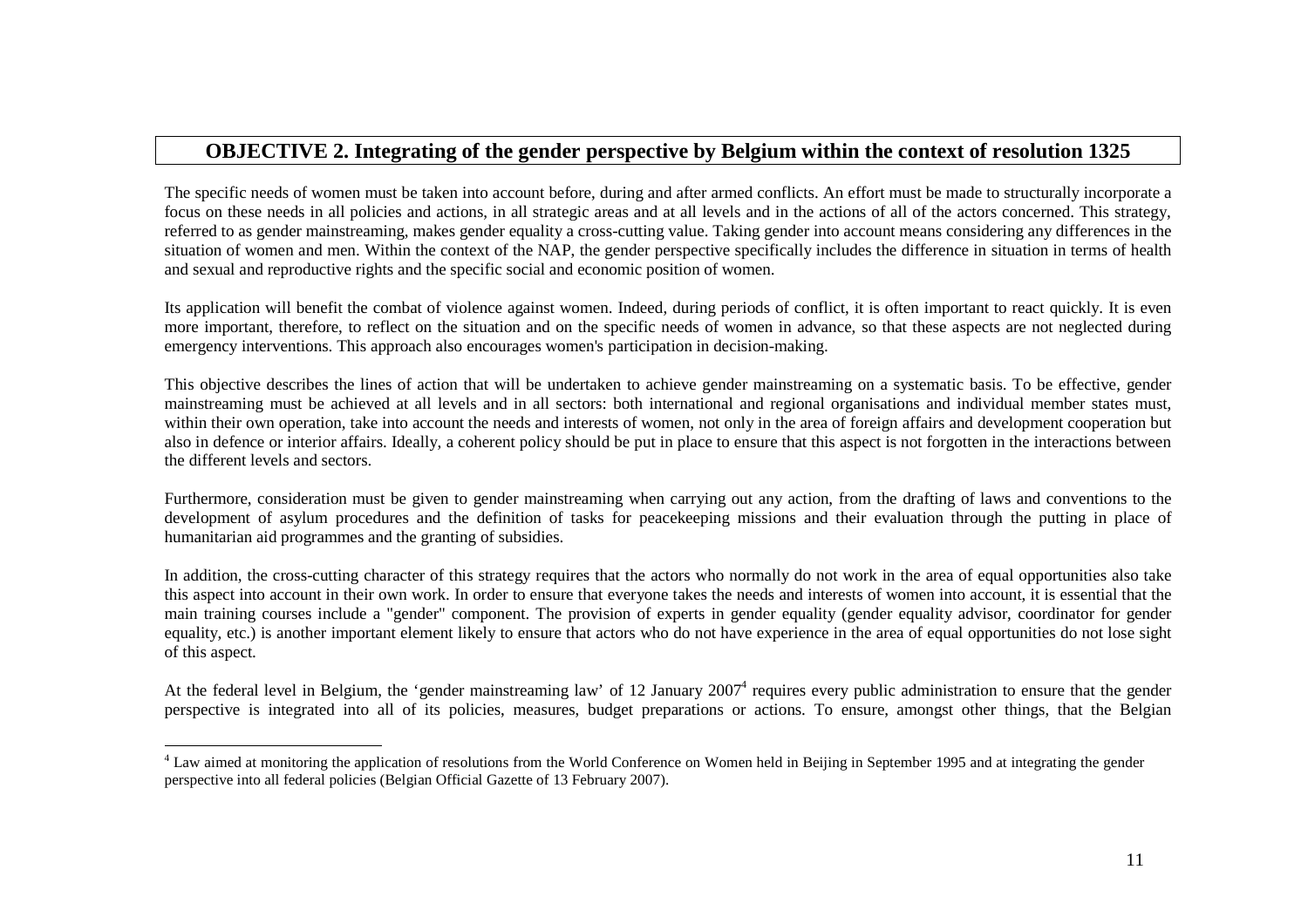## OBJECTIVE 2. Integrating of the gender perspective by Belgium within the context of resolution 1325

The specific needs of women must be taken into account before, during and after armed conflicts. An effort must be made to structurally incorporate a focus on these needs in all policies and actions, in all strategic areas and at all levels and in the actions of all of the actors concerned. This strategy, referred to as gender mainstreaming, makes gender equality a cross-cutting value. Taking gender into account means considering any differences in the situation of women and men. Within the context of the NAP, the gender perspective specifically includes the difference in situation in terms of health and sexual and reproductive rights and the specific social and economic position of women.

Its application will benefit the combat of violence against women. Indeed, during periods of conflict, it is often important to react quickly. It is even more important, therefore, to reflect on the situation and on the specific needs of women in advance, so that these aspects are not neglected during emergency interventions. This approach also encourages women's participation in decision-making.

This objective describes the lines of action that will be undertaken to achieve gender mainstreaming on a systematic basis. To be effective, gender mainstreaming must be achieved at all levels and in all sectors: both international and regional organisations and individual member states must, within their own operation, take into account the needs and interests of women, not only in the area of foreign affairs and development cooperation but also in defence or interior affairs. Ideally, a coherent policy should be put in place to ensure that this aspect is not forgotten in the interactions between the different levels and sectors.

Furthermore, consideration must be given to gender mainstreaming when carrying out any action, from the drafting of laws and conventions to the development of asylum procedures and the definition of tasks for peacekeeping missions and their evaluation through the putting in place of humanitarian aid programmes and the granting of subsidies.

In addition, the cross-cutting character of this strategy requires that the actors who normally do not work in the area of equal opportunities also take this aspect into account in their own work. In order to ensure that everyone takes the needs and interests of women into account, it is essential that the main training courses include a "gender" component. The provision of experts in gender equality (gender equality advisor, coordinator for gender equality, etc.) is another important element likely to ensure that actors who do not have experience in the area of equal opportunities do not lose sight of this aspect.

At the federal level in Belgium, the 'gender mainstreaming law' of 12 January 2007[4] requires every public administration to ensure that the gender perspective is integrated into all of its policies, measures, budget preparations or actions. To ensure, amongst other things, that the Belgian

[4] Law aimed at monitoring the application of resolutions from the World Conference on Women held in Beijing in September 1995 and at integrating the gender perspective into all federal policies (Belgian Official Gazette of 13 February 2007).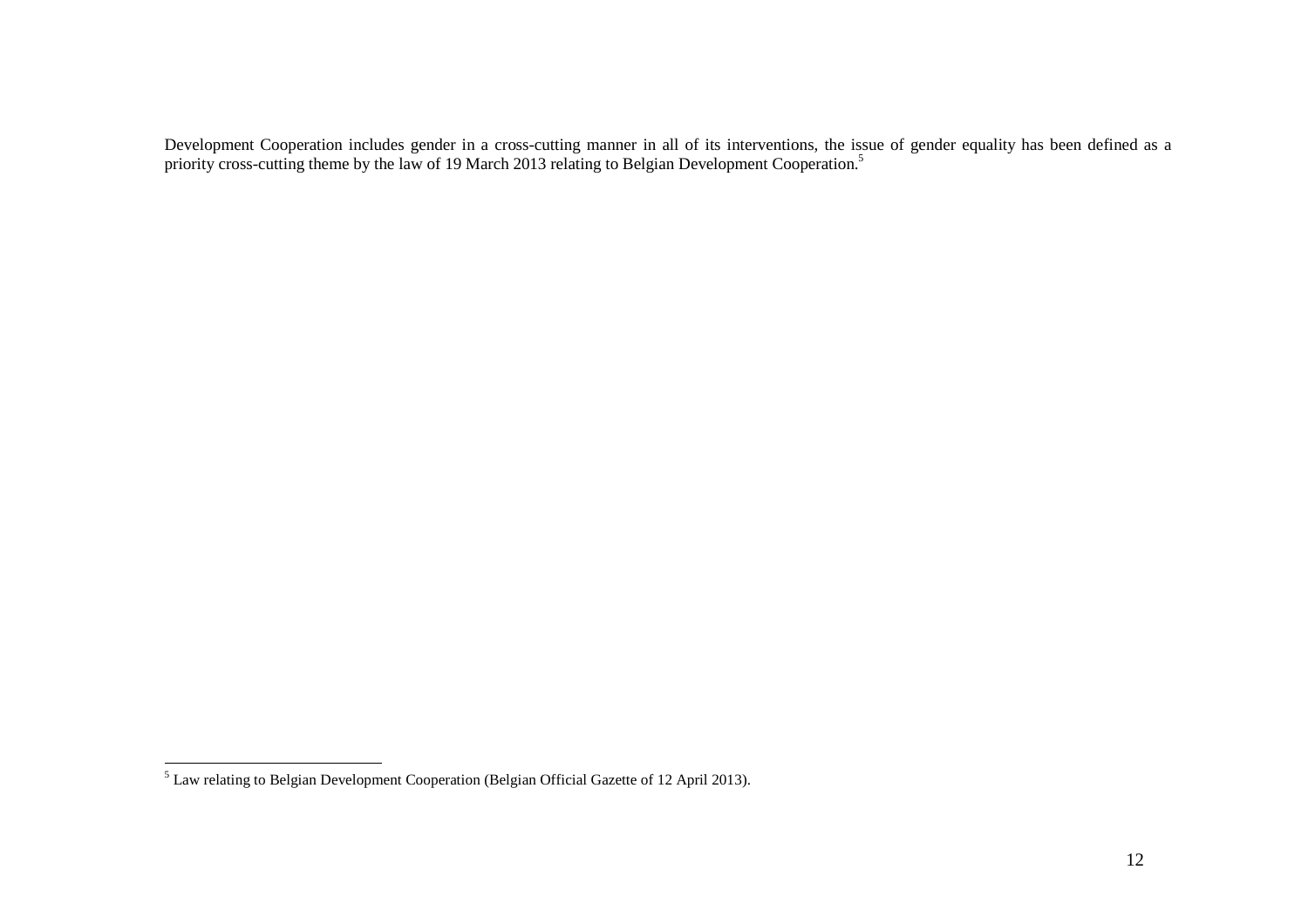Development Cooperation includes gender in a cross-cutting manner in all of its interventions, the issue of gender equality has been defined as a priority cross-cutting theme by the law of 19 March 2013 relating to Belgian Development Cooperation.[5]

---

[5] Law relating to Belgian Development Cooperation (Belgian Official Gazette of 12 April 2013).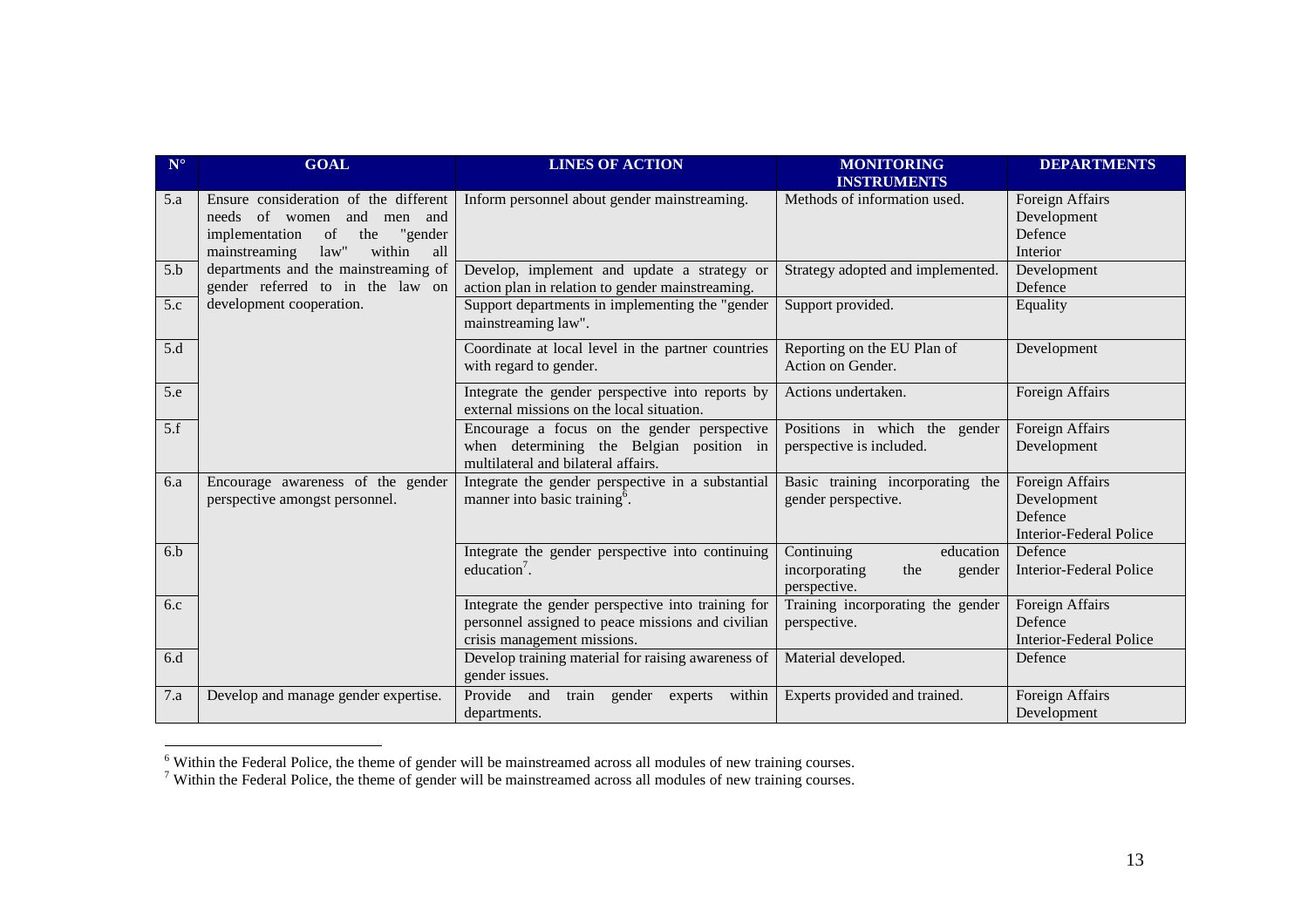| N° | GOAL | LINES OF ACTION | MONITORING INSTRUMENTS | DEPARTMENTS |
|---|---|---|---|---|
| 5.a | Ensure consideration of the different needs of women and men and implementation of the "gender mainstreaming law" within all departments and the mainstreaming of gender referred to in the law on development cooperation. | Inform personnel about gender mainstreaming. | Methods of information used. | Foreign Affairs<br>Development<br>Defence<br>Interior |
| 5.b | | Develop, implement and update a strategy or action plan in relation to gender mainstreaming. | Strategy adopted and implemented. | Development<br>Defence |
| 5.c | | Support departments in implementing the "gender mainstreaming law". | Support provided. | Equality |
| 5.d | | Coordinate at local level in the partner countries with regard to gender. | Reporting on the EU Plan of Action on Gender. | Development |
| 5.e | | Integrate the gender perspective into reports by external missions on the local situation. | Actions undertaken. | Foreign Affairs |
| 5.f | | Encourage a focus on the gender perspective when determining the Belgian position in multilateral and bilateral affairs. | Positions in which the gender perspective is included. | Foreign Affairs<br>Development |
| 6.a | Encourage awareness of the gender perspective amongst personnel. | Integrate the gender perspective in a substantial manner into basic training[6]. | Basic training incorporating the gender perspective. | Foreign Affairs<br>Development<br>Defence<br>Interior-Federal Police |
| 6.b | | Integrate the gender perspective into continuing education[7]. | Continuing education incorporating the gender perspective. | Defence<br>Interior-Federal Police |
| 6.c | | Integrate the gender perspective into training for personnel assigned to peace missions and civilian crisis management missions. | Training incorporating the gender perspective. | Foreign Affairs<br>Defence<br>Interior-Federal Police |
| 6.d | | Develop training material for raising awareness of gender issues. | Material developed. | Defence |
| 7.a | Develop and manage gender expertise. | Provide and train gender experts within departments. | Experts provided and trained. | Foreign Affairs<br>Development |

[6] Within the Federal Police, the theme of gender will be mainstreamed across all modules of new training courses.

[7] Within the Federal Police, the theme of gender will be mainstreamed across all modules of new training courses.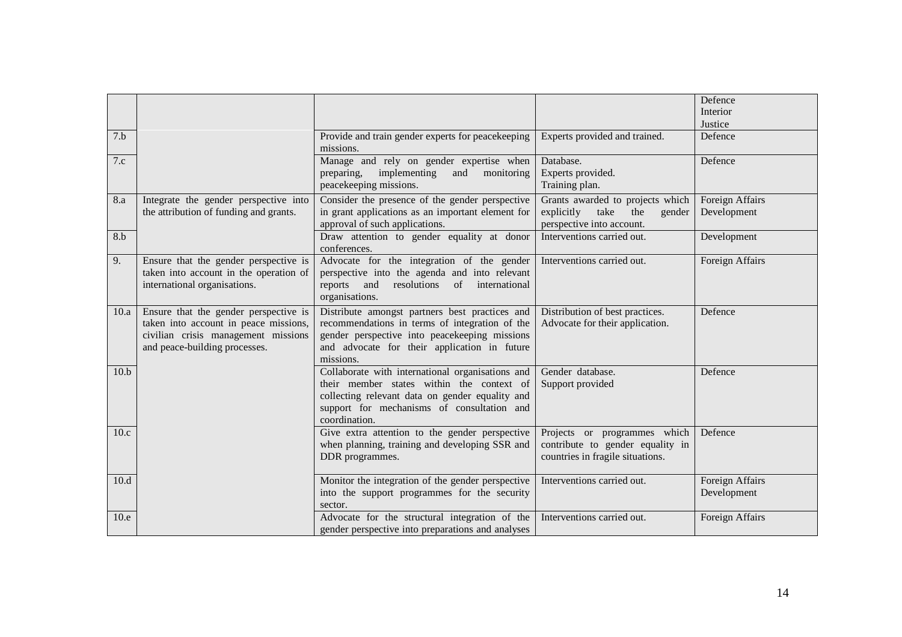| | | | | |
|---|---|---|---|---|
| | | | | Defence<br>Interior<br>Justice |
| 7.b | | Provide and train gender experts for peacekeeping missions. | Experts provided and trained. | Defence |
| 7.c | | Manage and rely on gender expertise when preparing, implementing and monitoring peacekeeping missions. | Database.<br>Experts provided.<br>Training plan. | Defence |
| 8.a | Integrate the gender perspective into the attribution of funding and grants. | Consider the presence of the gender perspective in grant applications as an important element for approval of such applications. | Grants awarded to projects which explicitly take the gender perspective into account. | Foreign Affairs<br>Development |
| 8.b | | Draw attention to gender equality at donor conferences. | Interventions carried out. | Development |
| 9. | Ensure that the gender perspective is taken into account in the operation of international organisations. | Advocate for the integration of the gender perspective into the agenda and into relevant reports and resolutions of international organisations. | Interventions carried out. | Foreign Affairs |
| 10.a | Ensure that the gender perspective is taken into account in peace missions, civilian crisis management missions and peace-building processes. | Distribute amongst partners best practices and recommendations in terms of integration of the gender perspective into peacekeeping missions and advocate for their application in future missions. | Distribution of best practices.<br>Advocate for their application. | Defence |
| 10.b | | Collaborate with international organisations and their member states within the context of collecting relevant data on gender equality and support for mechanisms of consultation and coordination. | Gender database.<br>Support provided | Defence |
| 10.c | | Give extra attention to the gender perspective when planning, training and developing SSR and DDR programmes. | Projects or programmes which contribute to gender equality in countries in fragile situations. | Defence |
| 10.d | | Monitor the integration of the gender perspective into the support programmes for the security sector. | Interventions carried out. | Foreign Affairs<br>Development |
| 10.e | | Advocate for the structural integration of the gender perspective into preparations and analyses | Interventions carried out. | Foreign Affairs |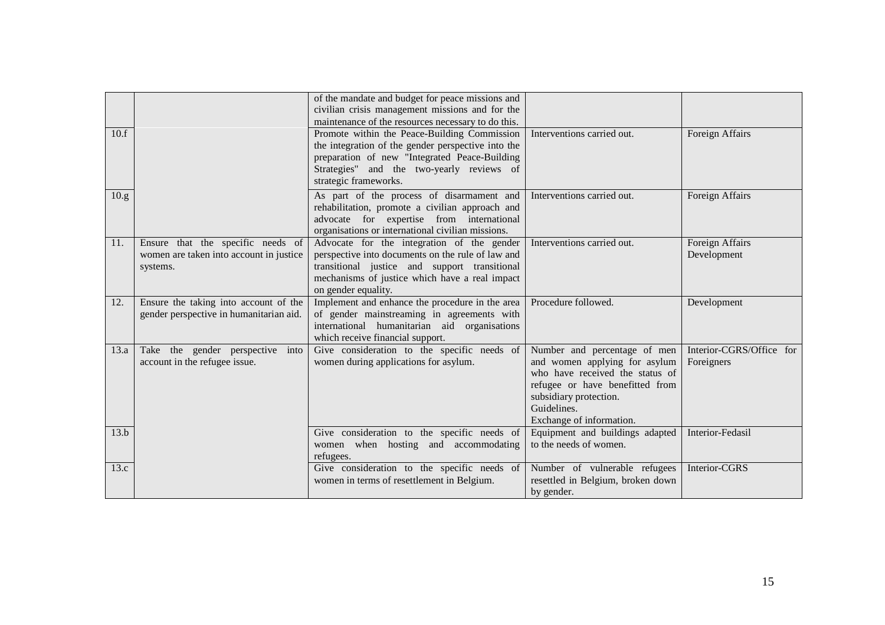| | | | | |
|---|---|---|---|---|
| | | of the mandate and budget for peace missions and civilian crisis management missions and for the maintenance of the resources necessary to do this. | | |
| 10.f | | Promote within the Peace-Building Commission the integration of the gender perspective into the preparation of new "Integrated Peace-Building Strategies" and the two-yearly reviews of strategic frameworks. | Interventions carried out. | Foreign Affairs |
| 10.g | | As part of the process of disarmament and rehabilitation, promote a civilian approach and advocate for expertise from international organisations or international civilian missions. | Interventions carried out. | Foreign Affairs |
| 11. | Ensure that the specific needs of women are taken into account in justice systems. | Advocate for the integration of the gender perspective into documents on the rule of law and transitional justice and support transitional mechanisms of justice which have a real impact on gender equality. | Interventions carried out. | Foreign Affairs<br>Development |
| 12. | Ensure the taking into account of the gender perspective in humanitarian aid. | Implement and enhance the procedure in the area of gender mainstreaming in agreements with international humanitarian aid organisations which receive financial support. | Procedure followed. | Development |
| 13.a | Take the gender perspective into account in the refugee issue. | Give consideration to the specific needs of women during applications for asylum. | Number and percentage of men and women applying for asylum who have received the status of refugee or have benefitted from subsidiary protection.<br>Guidelines.<br>Exchange of information. | Interior-CGRS/Office for Foreigners |
| 13.b | | Give consideration to the specific needs of women when hosting and accommodating refugees. | Equipment and buildings adapted to the needs of women. | Interior-Fedasil |
| 13.c | | Give consideration to the specific needs of women in terms of resettlement in Belgium. | Number of vulnerable refugees resettled in Belgium, broken down by gender. | Interior-CGRS |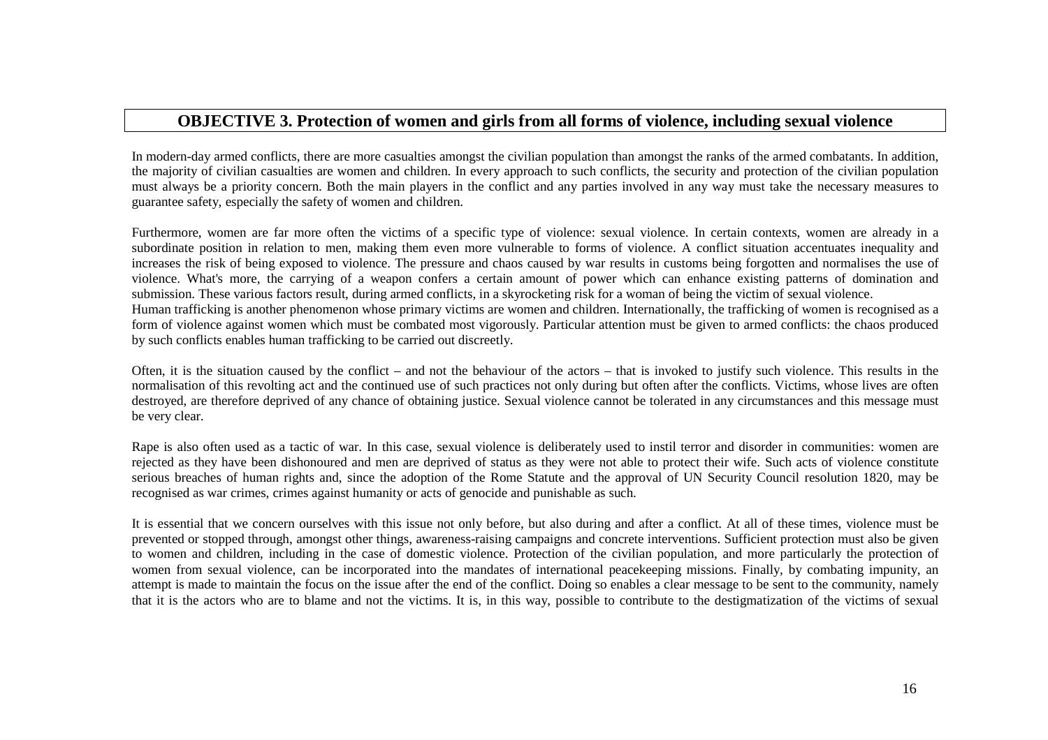## OBJECTIVE 3. Protection of women and girls from all forms of violence, including sexual violence

In modern-day armed conflicts, there are more casualties amongst the civilian population than amongst the ranks of the armed combatants. In addition, the majority of civilian casualties are women and children. In every approach to such conflicts, the security and protection of the civilian population must always be a priority concern. Both the main players in the conflict and any parties involved in any way must take the necessary measures to guarantee safety, especially the safety of women and children.

Furthermore, women are far more often the victims of a specific type of violence: sexual violence. In certain contexts, women are already in a subordinate position in relation to men, making them even more vulnerable to forms of violence. A conflict situation accentuates inequality and increases the risk of being exposed to violence. The pressure and chaos caused by war results in customs being forgotten and normalises the use of violence. What's more, the carrying of a weapon confers a certain amount of power which can enhance existing patterns of domination and submission. These various factors result, during armed conflicts, in a skyrocketing risk for a woman of being the victim of sexual violence.

Human trafficking is another phenomenon whose primary victims are women and children. Internationally, the trafficking of women is recognised as a form of violence against women which must be combated most vigorously. Particular attention must be given to armed conflicts: the chaos produced by such conflicts enables human trafficking to be carried out discreetly.

Often, it is the situation caused by the conflict – and not the behaviour of the actors – that is invoked to justify such violence. This results in the normalisation of this revolting act and the continued use of such practices not only during but often after the conflicts. Victims, whose lives are often destroyed, are therefore deprived of any chance of obtaining justice. Sexual violence cannot be tolerated in any circumstances and this message must be very clear.

Rape is also often used as a tactic of war. In this case, sexual violence is deliberately used to instil terror and disorder in communities: women are rejected as they have been dishonoured and men are deprived of status as they were not able to protect their wife. Such acts of violence constitute serious breaches of human rights and, since the adoption of the Rome Statute and the approval of UN Security Council resolution 1820, may be recognised as war crimes, crimes against humanity or acts of genocide and punishable as such.

It is essential that we concern ourselves with this issue not only before, but also during and after a conflict. At all of these times, violence must be prevented or stopped through, amongst other things, awareness-raising campaigns and concrete interventions. Sufficient protection must also be given to women and children, including in the case of domestic violence. Protection of the civilian population, and more particularly the protection of women from sexual violence, can be incorporated into the mandates of international peacekeeping missions. Finally, by combating impunity, an attempt is made to maintain the focus on the issue after the end of the conflict. Doing so enables a clear message to be sent to the community, namely that it is the actors who are to blame and not the victims. It is, in this way, possible to contribute to the destigmatization of the victims of sexual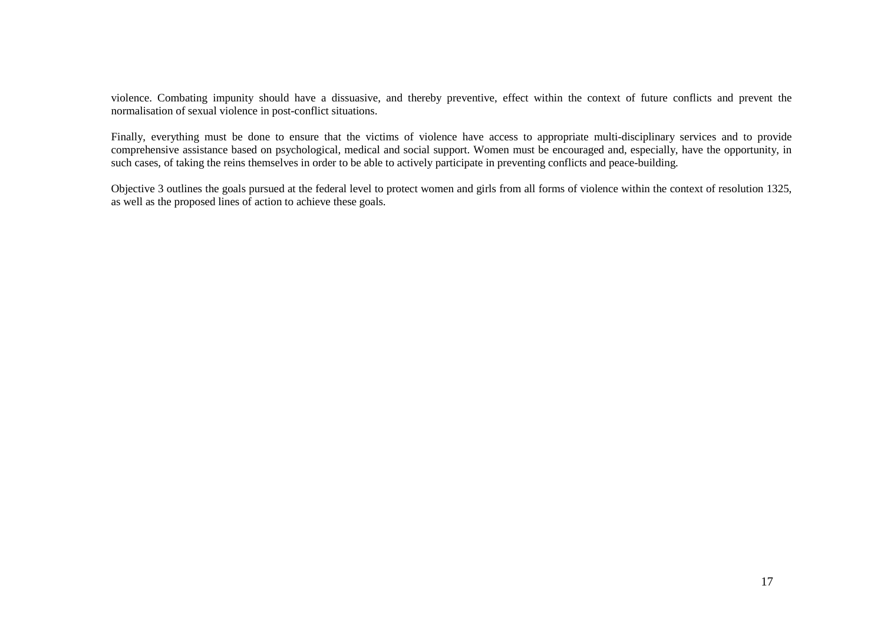violence. Combating impunity should have a dissuasive, and thereby preventive, effect within the context of future conflicts and prevent the normalisation of sexual violence in post-conflict situations.

Finally, everything must be done to ensure that the victims of violence have access to appropriate multi-disciplinary services and to provide comprehensive assistance based on psychological, medical and social support. Women must be encouraged and, especially, have the opportunity, in such cases, of taking the reins themselves in order to be able to actively participate in preventing conflicts and peace-building.

Objective 3 outlines the goals pursued at the federal level to protect women and girls from all forms of violence within the context of resolution 1325, as well as the proposed lines of action to achieve these goals.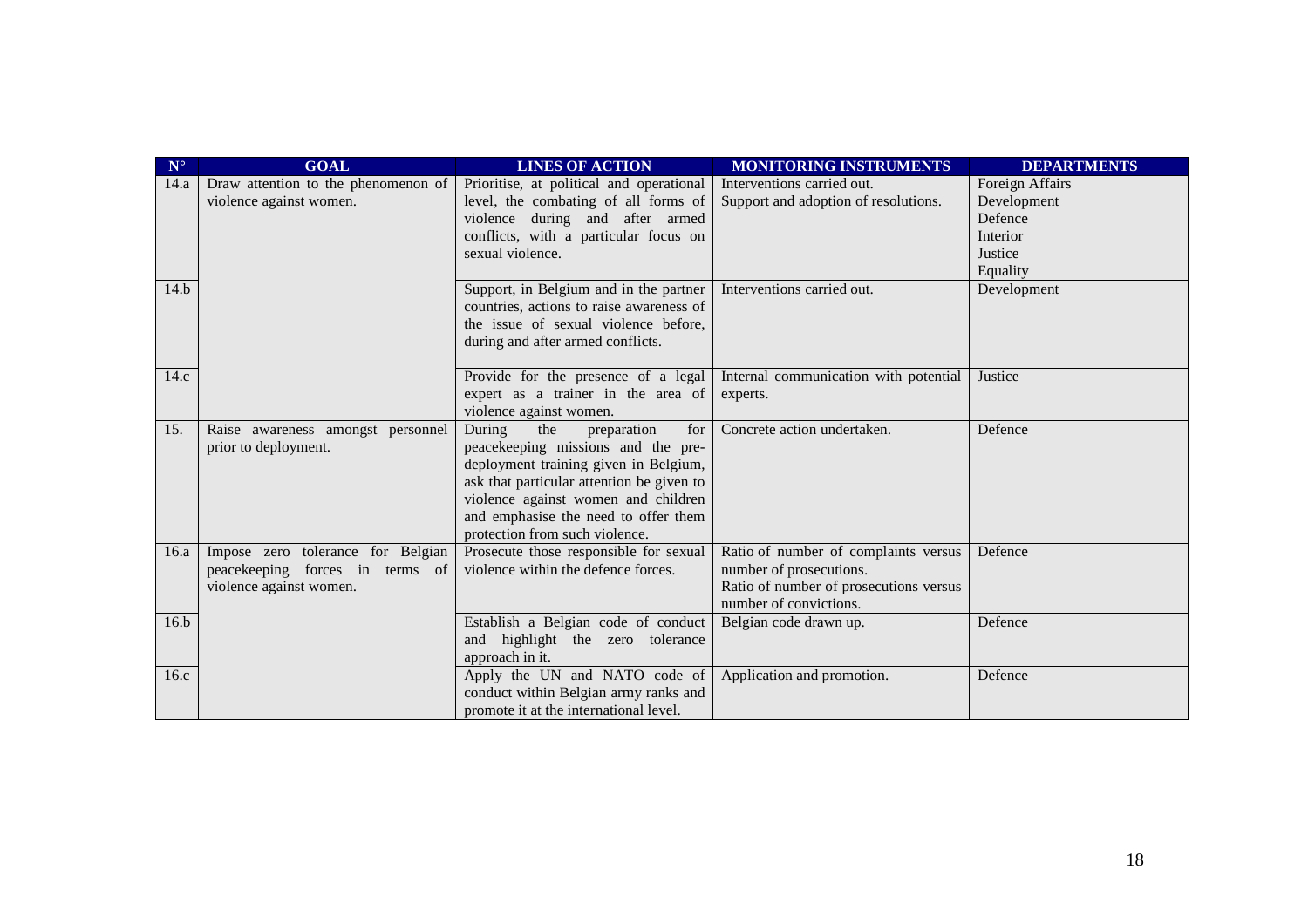| N° | GOAL | LINES OF ACTION | MONITORING INSTRUMENTS | DEPARTMENTS |
|---|---|---|---|---|
| 14.a | Draw attention to the phenomenon of violence against women. | Prioritise, at political and operational level, the combating of all forms of violence during and after armed conflicts, with a particular focus on sexual violence. | Interventions carried out.<br>Support and adoption of resolutions. | Foreign Affairs<br>Development<br>Defence<br>Interior<br>Justice<br>Equality |
| 14.b | | Support, in Belgium and in the partner countries, actions to raise awareness of the issue of sexual violence before, during and after armed conflicts. | Interventions carried out. | Development |
| 14.c | | Provide for the presence of a legal expert as a trainer in the area of violence against women. | Internal communication with potential experts. | Justice |
| 15. | Raise awareness amongst personnel prior to deployment. | During the preparation for peacekeeping missions and the pre-deployment training given in Belgium, ask that particular attention be given to violence against women and children and emphasise the need to offer them protection from such violence. | Concrete action undertaken. | Defence |
| 16.a | Impose zero tolerance for Belgian peacekeeping forces in terms of violence against women. | Prosecute those responsible for sexual violence within the defence forces. | Ratio of number of complaints versus number of prosecutions.<br>Ratio of number of prosecutions versus number of convictions. | Defence |
| 16.b | | Establish a Belgian code of conduct and highlight the zero tolerance approach in it. | Belgian code drawn up. | Defence |
| 16.c | | Apply the UN and NATO code of conduct within Belgian army ranks and promote it at the international level. | Application and promotion. | Defence |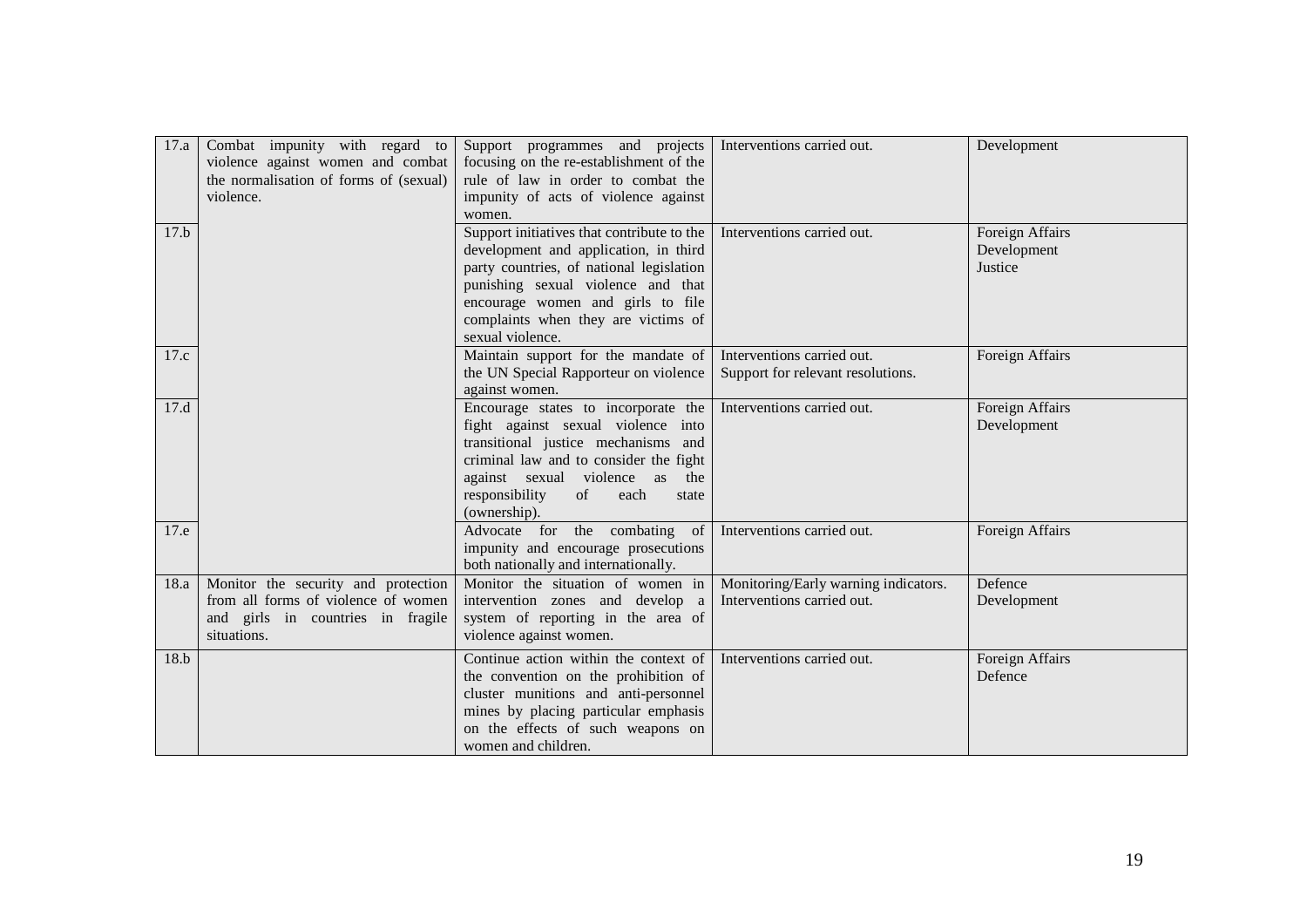| | | | | |
|---|---|---|---|---|
| 17.a | Combat impunity with regard to violence against women and combat the normalisation of forms of (sexual) violence. | Support programmes and projects focusing on the re-establishment of the rule of law in order to combat the impunity of acts of violence against women. | Interventions carried out. | Development |
| 17.b | | Support initiatives that contribute to the development and application, in third party countries, of national legislation punishing sexual violence and that encourage women and girls to file complaints when they are victims of sexual violence. | Interventions carried out. | Foreign Affairs<br>Development<br>Justice |
| 17.c | | Maintain support for the mandate of the UN Special Rapporteur on violence against women. | Interventions carried out.<br>Support for relevant resolutions. | Foreign Affairs |
| 17.d | | Encourage states to incorporate the fight against sexual violence into transitional justice mechanisms and criminal law and to consider the fight against sexual violence as the responsibility of each state (ownership). | Interventions carried out. | Foreign Affairs<br>Development |
| 17.e | | Advocate for the combating of impunity and encourage prosecutions both nationally and internationally. | Interventions carried out. | Foreign Affairs |
| 18.a | Monitor the security and protection from all forms of violence of women and girls in countries in fragile situations. | Monitor the situation of women in intervention zones and develop a system of reporting in the area of violence against women. | Monitoring/Early warning indicators.<br>Interventions carried out. | Defence<br>Development |
| 18.b | | Continue action within the context of the convention on the prohibition of cluster munitions and anti-personnel mines by placing particular emphasis on the effects of such weapons on women and children. | Interventions carried out. | Foreign Affairs<br>Defence |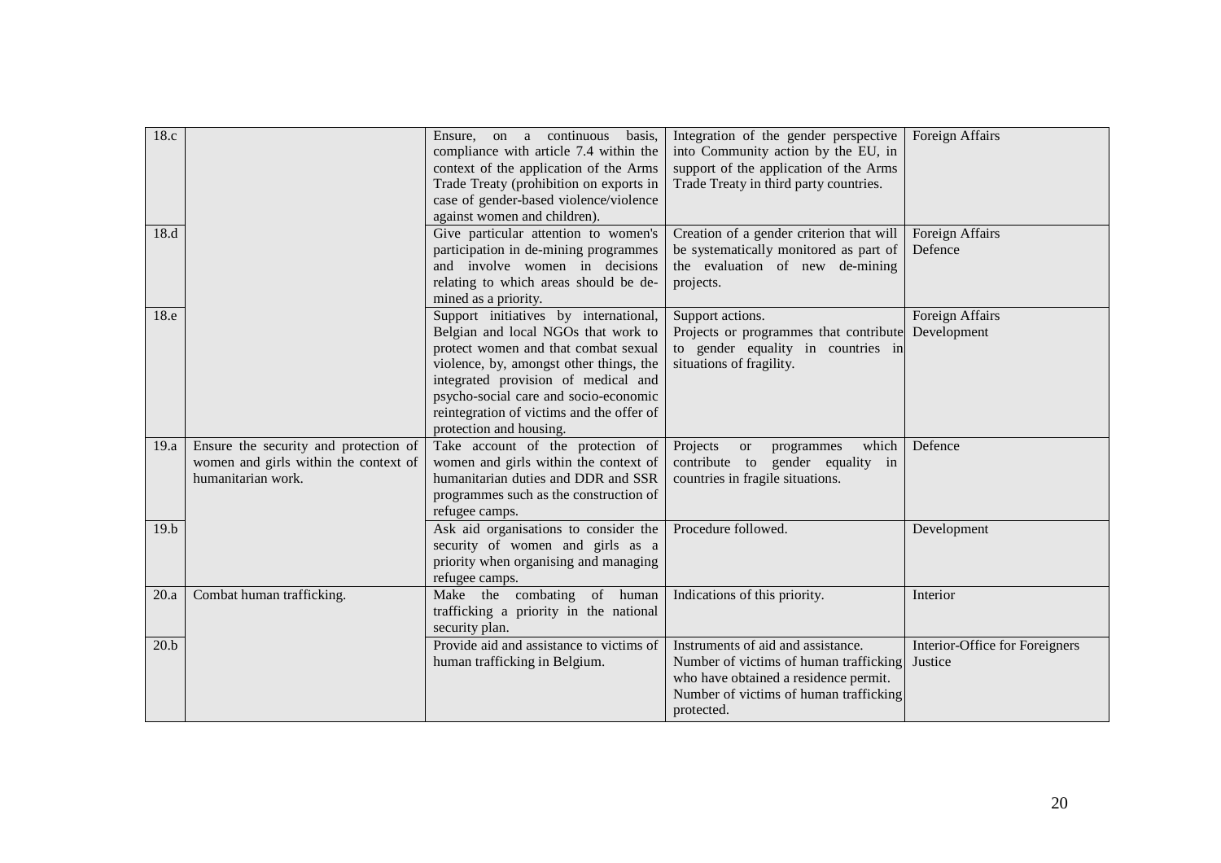| | | | | |
|---|---|---|---|---|
| 18.c | | Ensure, on a continuous basis, compliance with article 7.4 within the context of the application of the Arms Trade Treaty (prohibition on exports in case of gender-based violence/violence against women and children). | Integration of the gender perspective into Community action by the EU, in support of the application of the Arms Trade Treaty in third party countries. | Foreign Affairs |
| 18.d | | Give particular attention to women's participation in de-mining programmes and involve women in decisions relating to which areas should be de-mined as a priority. | Creation of a gender criterion that will be systematically monitored as part of the evaluation of new de-mining projects. | Foreign Affairs<br>Defence |
| 18.e | | Support initiatives by international, Belgian and local NGOs that work to protect women and that combat sexual violence, by, amongst other things, the integrated provision of medical and psycho-social care and socio-economic reintegration of victims and the offer of protection and housing. | Support actions.<br>Projects or programmes that contribute to gender equality in countries in situations of fragility. | Foreign Affairs<br>Development |
| 19.a | Ensure the security and protection of women and girls within the context of humanitarian work. | Take account of the protection of women and girls within the context of humanitarian duties and DDR and SSR programmes such as the construction of refugee camps. | Projects or programmes which contribute to gender equality in countries in fragile situations. | Defence |
| 19.b | | Ask aid organisations to consider the security of women and girls as a priority when organising and managing refugee camps. | Procedure followed. | Development |
| 20.a | Combat human trafficking. | Make the combating of human trafficking a priority in the national security plan. | Indications of this priority. | Interior |
| 20.b | | Provide aid and assistance to victims of human trafficking in Belgium. | Instruments of aid and assistance.<br>Number of victims of human trafficking who have obtained a residence permit.<br>Number of victims of human trafficking protected. | Interior-Office for Foreigners<br>Justice |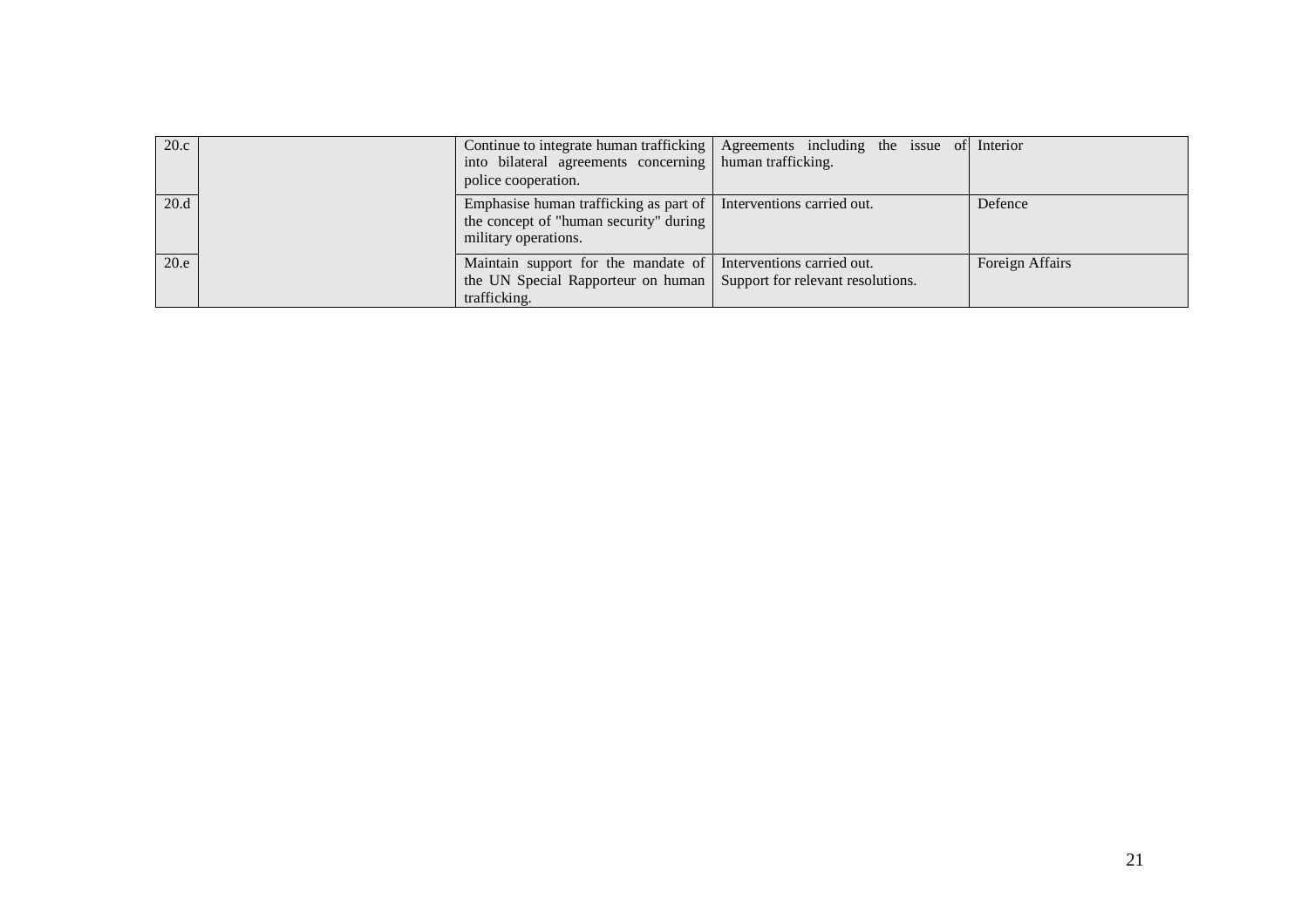| | | | | |
|---|---|---|---|---|
| 20.c | | Continue to integrate human trafficking into bilateral agreements concerning police cooperation. | Agreements including the issue of human trafficking. | Interior |
| 20.d | | Emphasise human trafficking as part of the concept of "human security" during military operations. | Interventions carried out. | Defence |
| 20.e | | Maintain support for the mandate of the UN Special Rapporteur on human trafficking. | Interventions carried out. Support for relevant resolutions. | Foreign Affairs |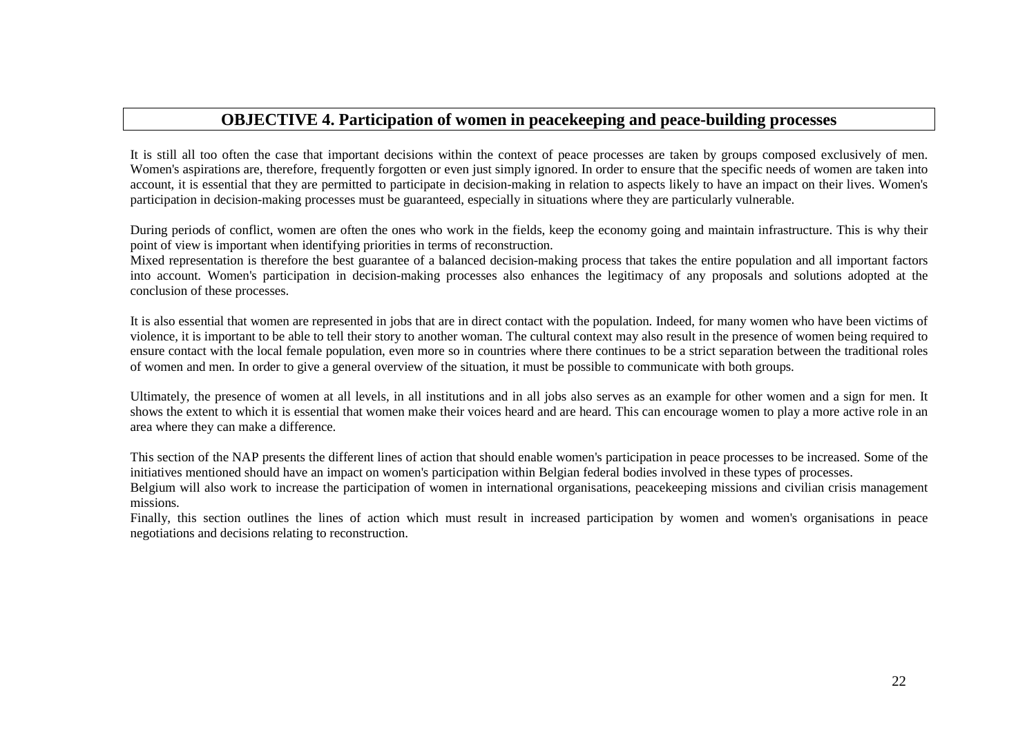## OBJECTIVE 4. Participation of women in peacekeeping and peace-building processes

It is still all too often the case that important decisions within the context of peace processes are taken by groups composed exclusively of men. Women's aspirations are, therefore, frequently forgotten or even just simply ignored. In order to ensure that the specific needs of women are taken into account, it is essential that they are permitted to participate in decision-making in relation to aspects likely to have an impact on their lives. Women's participation in decision-making processes must be guaranteed, especially in situations where they are particularly vulnerable.

During periods of conflict, women are often the ones who work in the fields, keep the economy going and maintain infrastructure. This is why their point of view is important when identifying priorities in terms of reconstruction.
Mixed representation is therefore the best guarantee of a balanced decision-making process that takes the entire population and all important factors into account. Women's participation in decision-making processes also enhances the legitimacy of any proposals and solutions adopted at the conclusion of these processes.

It is also essential that women are represented in jobs that are in direct contact with the population. Indeed, for many women who have been victims of violence, it is important to be able to tell their story to another woman. The cultural context may also result in the presence of women being required to ensure contact with the local female population, even more so in countries where there continues to be a strict separation between the traditional roles of women and men. In order to give a general overview of the situation, it must be possible to communicate with both groups.

Ultimately, the presence of women at all levels, in all institutions and in all jobs also serves as an example for other women and a sign for men. It shows the extent to which it is essential that women make their voices heard and are heard. This can encourage women to play a more active role in an area where they can make a difference.

This section of the NAP presents the different lines of action that should enable women's participation in peace processes to be increased. Some of the initiatives mentioned should have an impact on women's participation within Belgian federal bodies involved in these types of processes.
Belgium will also work to increase the participation of women in international organisations, peacekeeping missions and civilian crisis management missions.
Finally, this section outlines the lines of action which must result in increased participation by women and women's organisations in peace negotiations and decisions relating to reconstruction.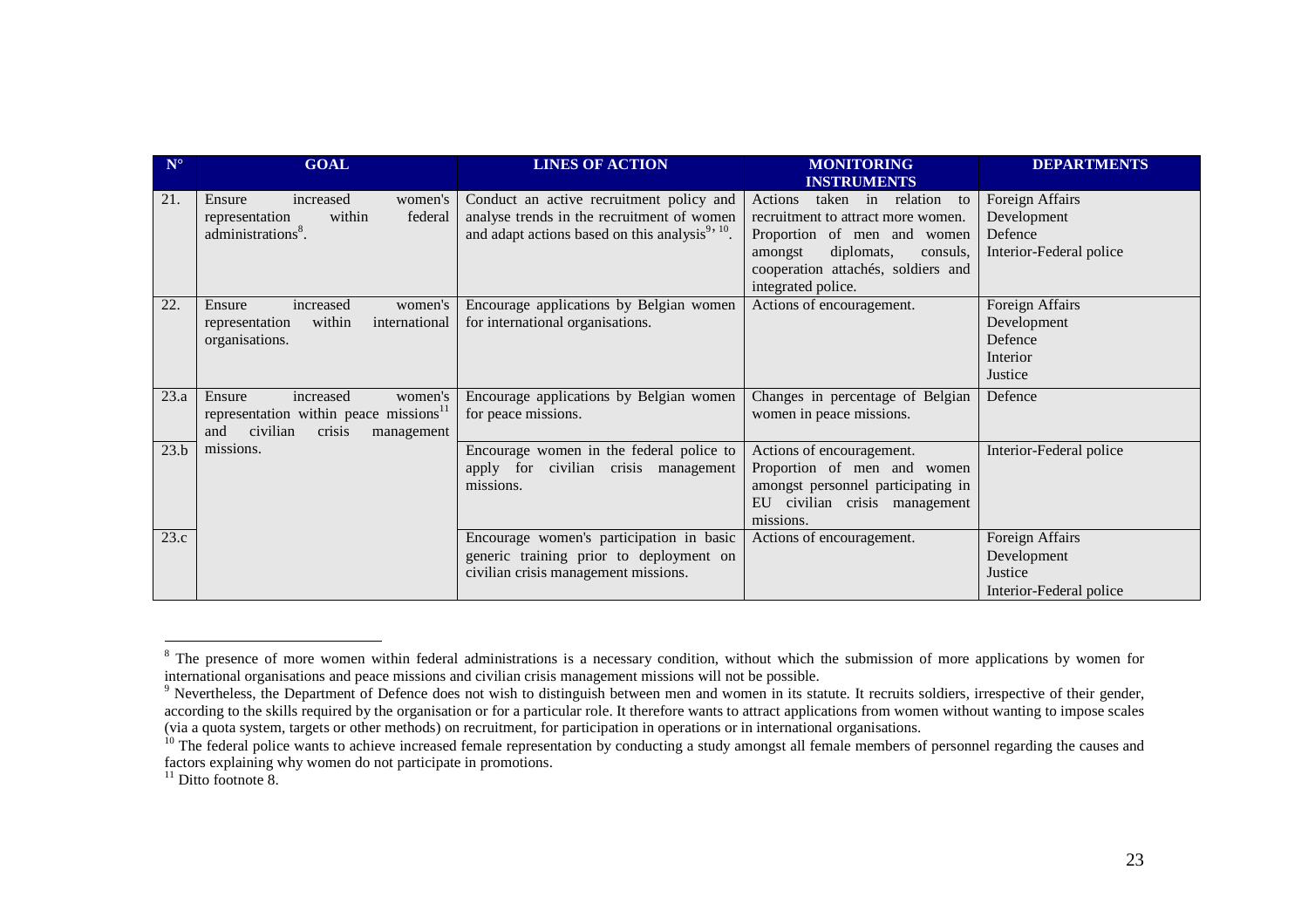| N° | GOAL | LINES OF ACTION | MONITORING INSTRUMENTS | DEPARTMENTS |
|---|---|---|---|---|
| 21. | Ensure increased women's representation within federal administrations[8]. | Conduct an active recruitment policy and analyse trends in the recruitment of women and adapt actions based on this analysis[9, 10]. | Actions taken in relation to recruitment to attract more women.<br>Proportion of men and women amongst diplomats, consuls, cooperation attachés, soldiers and integrated police. | Foreign Affairs<br>Development<br>Defence<br>Interior-Federal police |
| 22. | Ensure increased women's representation within international organisations. | Encourage applications by Belgian women for international organisations. | Actions of encouragement. | Foreign Affairs<br>Development<br>Defence<br>Interior<br>Justice |
| 23.a | Ensure increased women's representation within peace missions[11] and civilian crisis management missions. | Encourage applications by Belgian women for peace missions. | Changes in percentage of Belgian women in peace missions. | Defence |
| 23.b | | Encourage women in the federal police to apply for civilian crisis management missions. | Actions of encouragement.<br>Proportion of men and women amongst personnel participating in EU civilian crisis management missions. | Interior-Federal police |
| 23.c | | Encourage women's participation in basic generic training prior to deployment on civilian crisis management missions. | Actions of encouragement. | Foreign Affairs<br>Development<br>Justice<br>Interior-Federal police |

[8] The presence of more women within federal administrations is a necessary condition, without which the submission of more applications by women for international organisations and peace missions and civilian crisis management missions will not be possible.

[9] Nevertheless, the Department of Defence does not wish to distinguish between men and women in its statute. It recruits soldiers, irrespective of their gender, according to the skills required by the organisation or for a particular role. It therefore wants to attract applications from women without wanting to impose scales (via a quota system, targets or other methods) on recruitment, for participation in operations or in international organisations.

[10] The federal police wants to achieve increased female representation by conducting a study amongst all female members of personnel regarding the causes and factors explaining why women do not participate in promotions.

[11] Ditto footnote 8.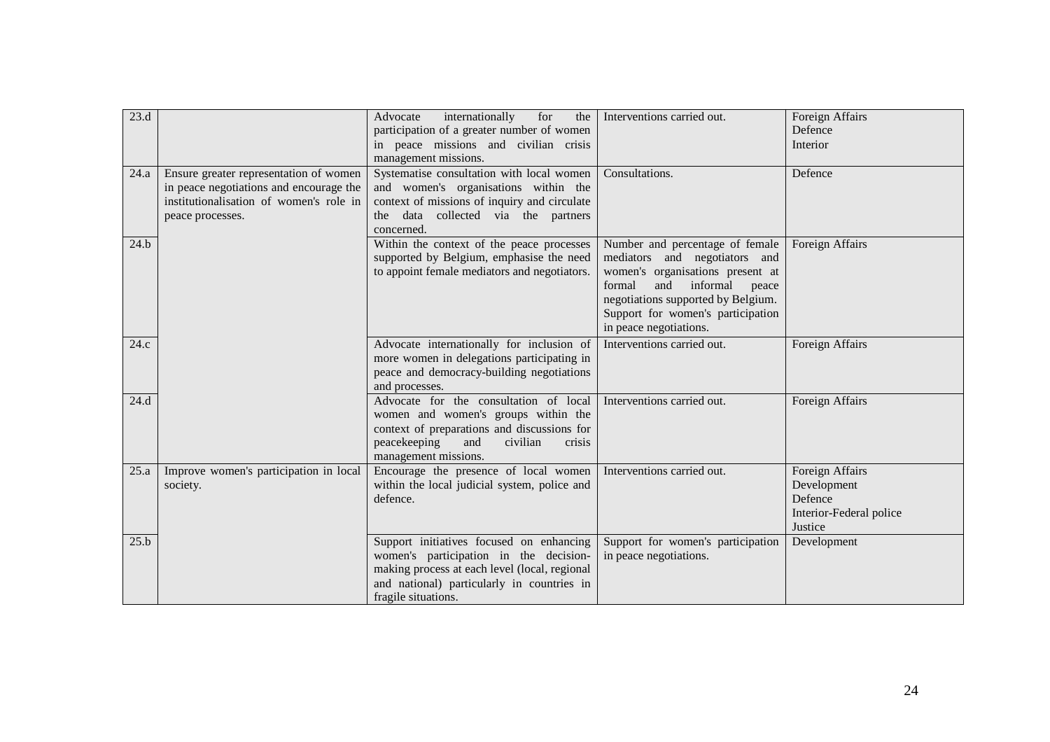| | | | | |
|---|---|---|---|---|
| 23.d | | Advocate internationally for the participation of a greater number of women in peace missions and civilian crisis management missions. | Interventions carried out. | Foreign Affairs<br>Defence<br>Interior |
| 24.a | Ensure greater representation of women in peace negotiations and encourage the institutionalisation of women's role in peace processes. | Systematise consultation with local women and women's organisations within the context of missions of inquiry and circulate the data collected via the partners concerned. | Consultations. | Defence |
| 24.b | | Within the context of the peace processes supported by Belgium, emphasise the need to appoint female mediators and negotiators. | Number and percentage of female mediators and negotiators and women's organisations present at formal and informal peace negotiations supported by Belgium.<br>Support for women's participation in peace negotiations. | Foreign Affairs |
| 24.c | | Advocate internationally for inclusion of more women in delegations participating in peace and democracy-building negotiations and processes. | Interventions carried out. | Foreign Affairs |
| 24.d | | Advocate for the consultation of local women and women's groups within the context of preparations and discussions for peacekeeping and civilian crisis management missions. | Interventions carried out. | Foreign Affairs |
| 25.a | Improve women's participation in local society. | Encourage the presence of local women within the local judicial system, police and defence. | Interventions carried out. | Foreign Affairs<br>Development<br>Defence<br>Interior-Federal police<br>Justice |
| 25.b | | Support initiatives focused on enhancing women's participation in the decision-making process at each level (local, regional and national) particularly in countries in fragile situations. | Support for women's participation in peace negotiations. | Development |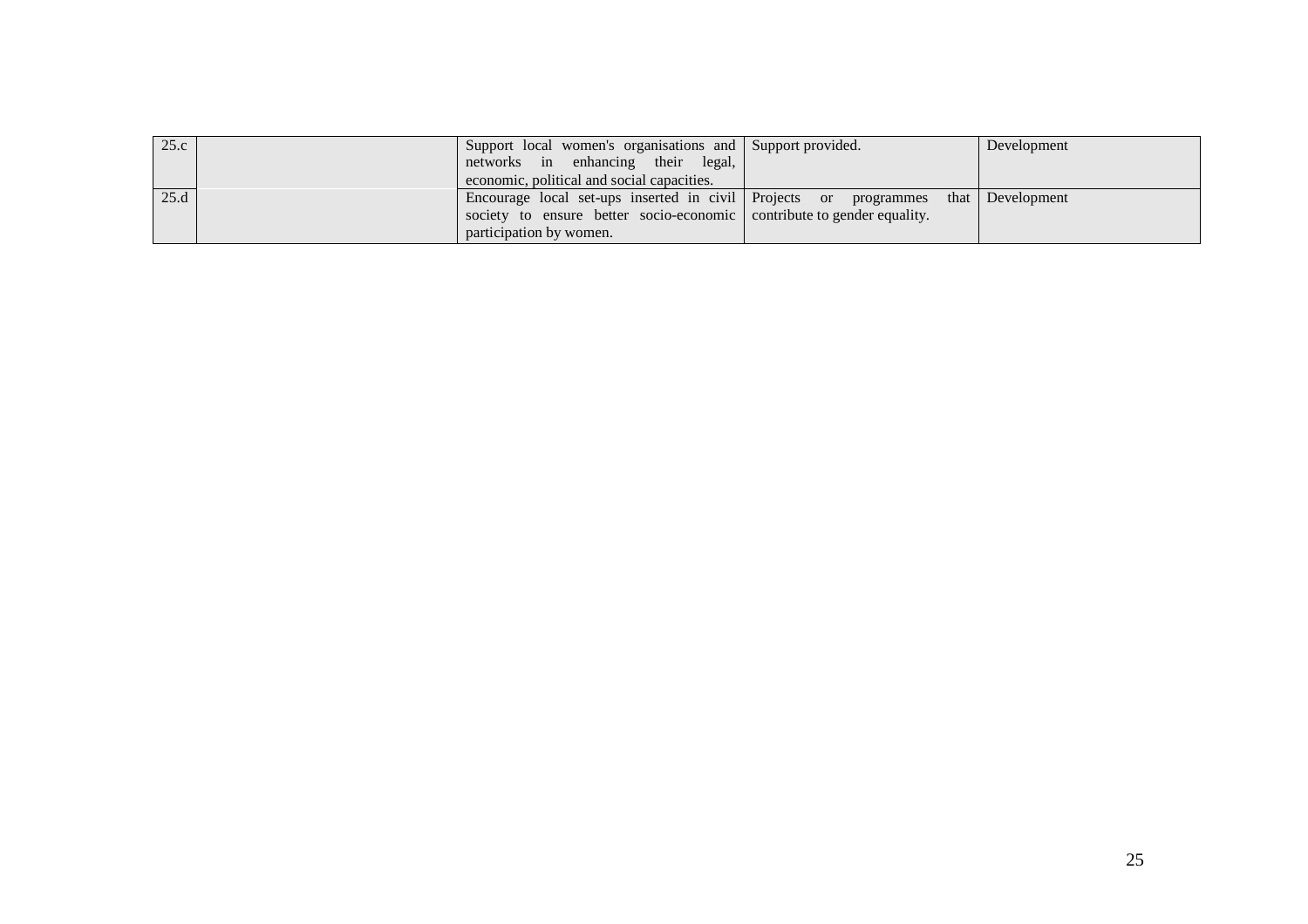| | | | | |
|---|---|---|---|---|
| 25.c | | Support local women's organisations and networks in enhancing their legal, economic, political and social capacities. | Support provided. | Development |
| 25.d | | Encourage local set-ups inserted in civil society to ensure better socio-economic participation by women. | Projects or programmes that contribute to gender equality. | Development |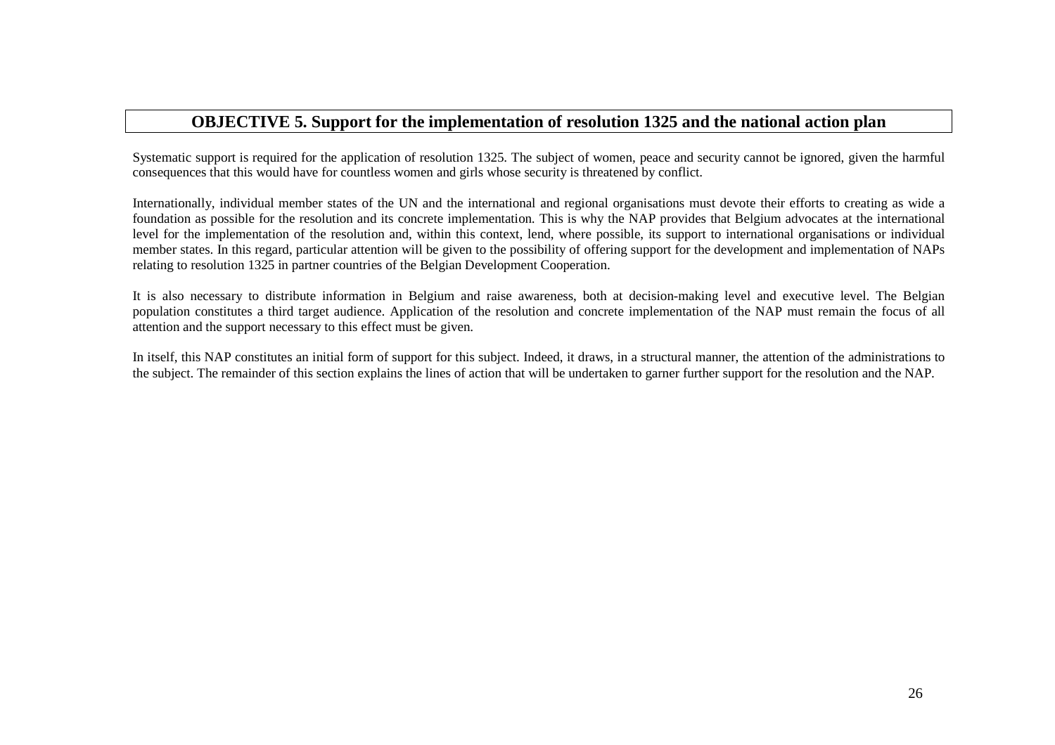## OBJECTIVE 5. Support for the implementation of resolution 1325 and the national action plan

Systematic support is required for the application of resolution 1325. The subject of women, peace and security cannot be ignored, given the harmful consequences that this would have for countless women and girls whose security is threatened by conflict.

Internationally, individual member states of the UN and the international and regional organisations must devote their efforts to creating as wide a foundation as possible for the resolution and its concrete implementation. This is why the NAP provides that Belgium advocates at the international level for the implementation of the resolution and, within this context, lend, where possible, its support to international organisations or individual member states. In this regard, particular attention will be given to the possibility of offering support for the development and implementation of NAPs relating to resolution 1325 in partner countries of the Belgian Development Cooperation.

It is also necessary to distribute information in Belgium and raise awareness, both at decision-making level and executive level. The Belgian population constitutes a third target audience. Application of the resolution and concrete implementation of the NAP must remain the focus of all attention and the support necessary to this effect must be given.

In itself, this NAP constitutes an initial form of support for this subject. Indeed, it draws, in a structural manner, the attention of the administrations to the subject. The remainder of this section explains the lines of action that will be undertaken to garner further support for the resolution and the NAP.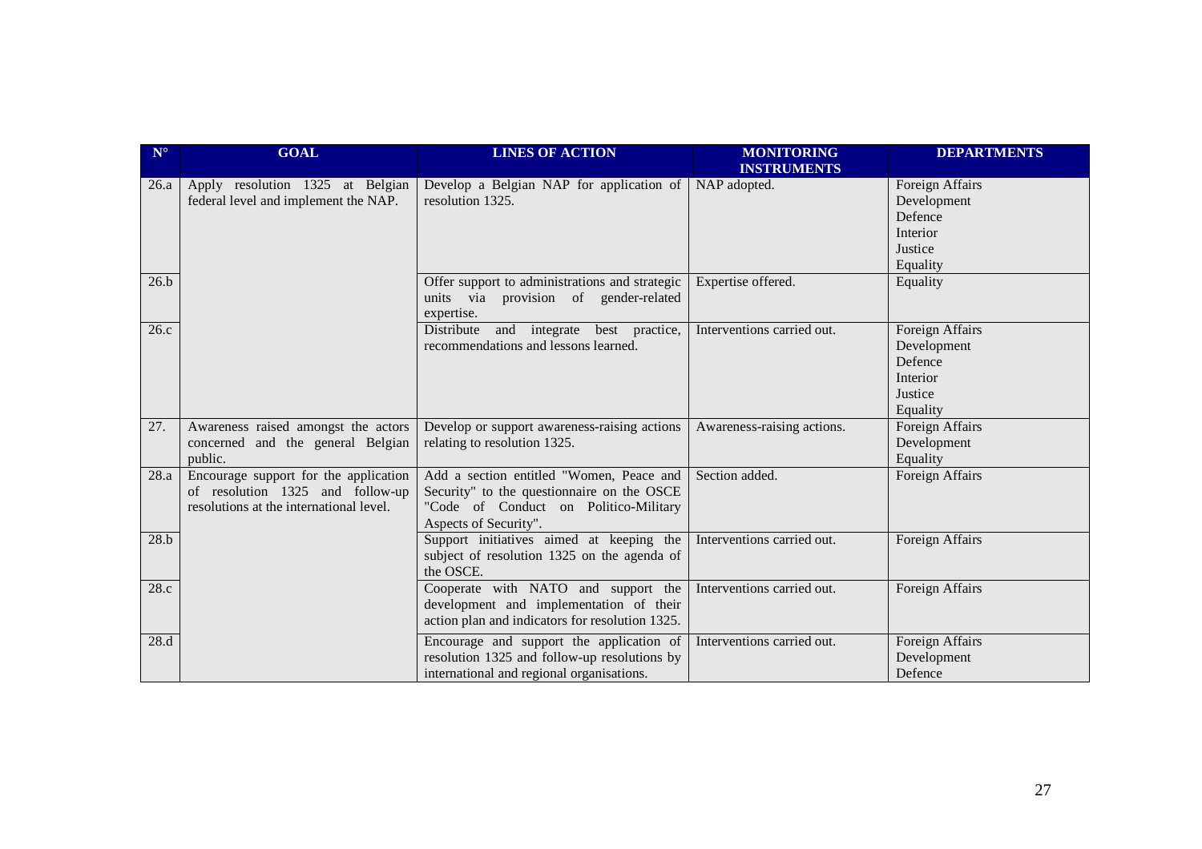| N° | GOAL | LINES OF ACTION | MONITORING INSTRUMENTS | DEPARTMENTS |
| --- | --- | --- | --- | --- |
| 26.a | Apply resolution 1325 at Belgian federal level and implement the NAP. | Develop a Belgian NAP for application of resolution 1325. | NAP adopted. | Foreign Affairs<br>Development<br>Defence<br>Interior<br>Justice<br>Equality |
| 26.b | | Offer support to administrations and strategic units via provision of gender-related expertise. | Expertise offered. | Equality |
| 26.c | | Distribute and integrate best practice, recommendations and lessons learned. | Interventions carried out. | Foreign Affairs<br>Development<br>Defence<br>Interior<br>Justice<br>Equality |
| 27. | Awareness raised amongst the actors concerned and the general Belgian public. | Develop or support awareness-raising actions relating to resolution 1325. | Awareness-raising actions. | Foreign Affairs<br>Development<br>Equality |
| 28.a | Encourage support for the application of resolution 1325 and follow-up resolutions at the international level. | Add a section entitled "Women, Peace and Security" to the questionnaire on the OSCE "Code of Conduct on Politico-Military Aspects of Security". | Section added. | Foreign Affairs |
| 28.b | | Support initiatives aimed at keeping the subject of resolution 1325 on the agenda of the OSCE. | Interventions carried out. | Foreign Affairs |
| 28.c | | Cooperate with NATO and support the development and implementation of their action plan and indicators for resolution 1325. | Interventions carried out. | Foreign Affairs |
| 28.d | | Encourage and support the application of resolution 1325 and follow-up resolutions by international and regional organisations. | Interventions carried out. | Foreign Affairs<br>Development<br>Defence |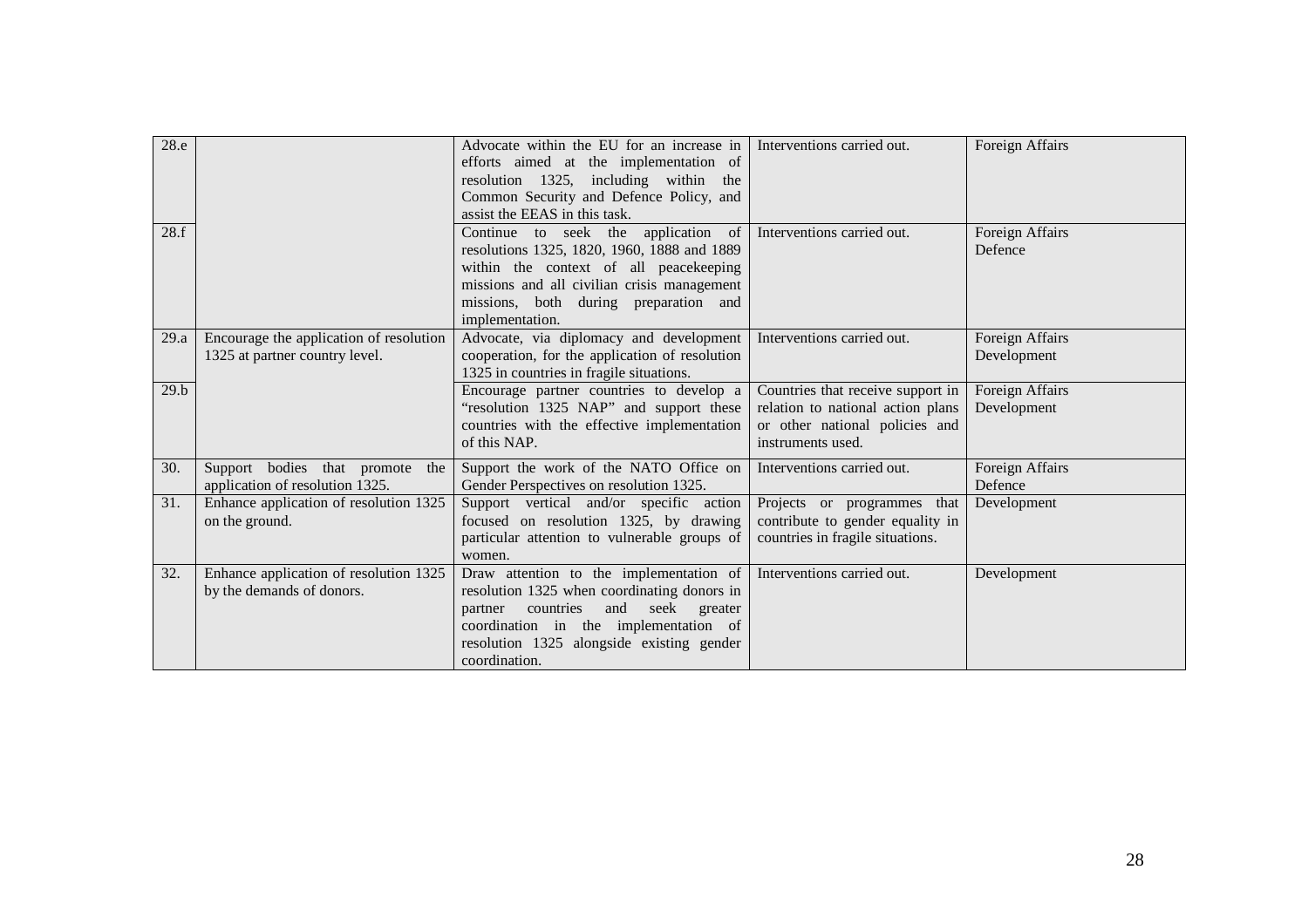| | | | | |
|---|---|---|---|---|
| 28.e | | Advocate within the EU for an increase in efforts aimed at the implementation of resolution 1325, including within the Common Security and Defence Policy, and assist the EEAS in this task. | Interventions carried out. | Foreign Affairs |
| 28.f | | Continue to seek the application of resolutions 1325, 1820, 1960, 1888 and 1889 within the context of all peacekeeping missions and all civilian crisis management missions, both during preparation and implementation. | Interventions carried out. | Foreign Affairs<br>Defence |
| 29.a | Encourage the application of resolution 1325 at partner country level. | Advocate, via diplomacy and development cooperation, for the application of resolution 1325 in countries in fragile situations. | Interventions carried out. | Foreign Affairs<br>Development |
| 29.b | | Encourage partner countries to develop a "resolution 1325 NAP" and support these countries with the effective implementation of this NAP. | Countries that receive support in relation to national action plans or other national policies and instruments used. | Foreign Affairs<br>Development |
| 30. | Support bodies that promote the application of resolution 1325. | Support the work of the NATO Office on Gender Perspectives on resolution 1325. | Interventions carried out. | Foreign Affairs<br>Defence |
| 31. | Enhance application of resolution 1325 on the ground. | Support vertical and/or specific action focused on resolution 1325, by drawing particular attention to vulnerable groups of women. | Projects or programmes that contribute to gender equality in countries in fragile situations. | Development |
| 32. | Enhance application of resolution 1325 by the demands of donors. | Draw attention to the implementation of resolution 1325 when coordinating donors in partner countries and seek greater coordination in the implementation of resolution 1325 alongside existing gender coordination. | Interventions carried out. | Development |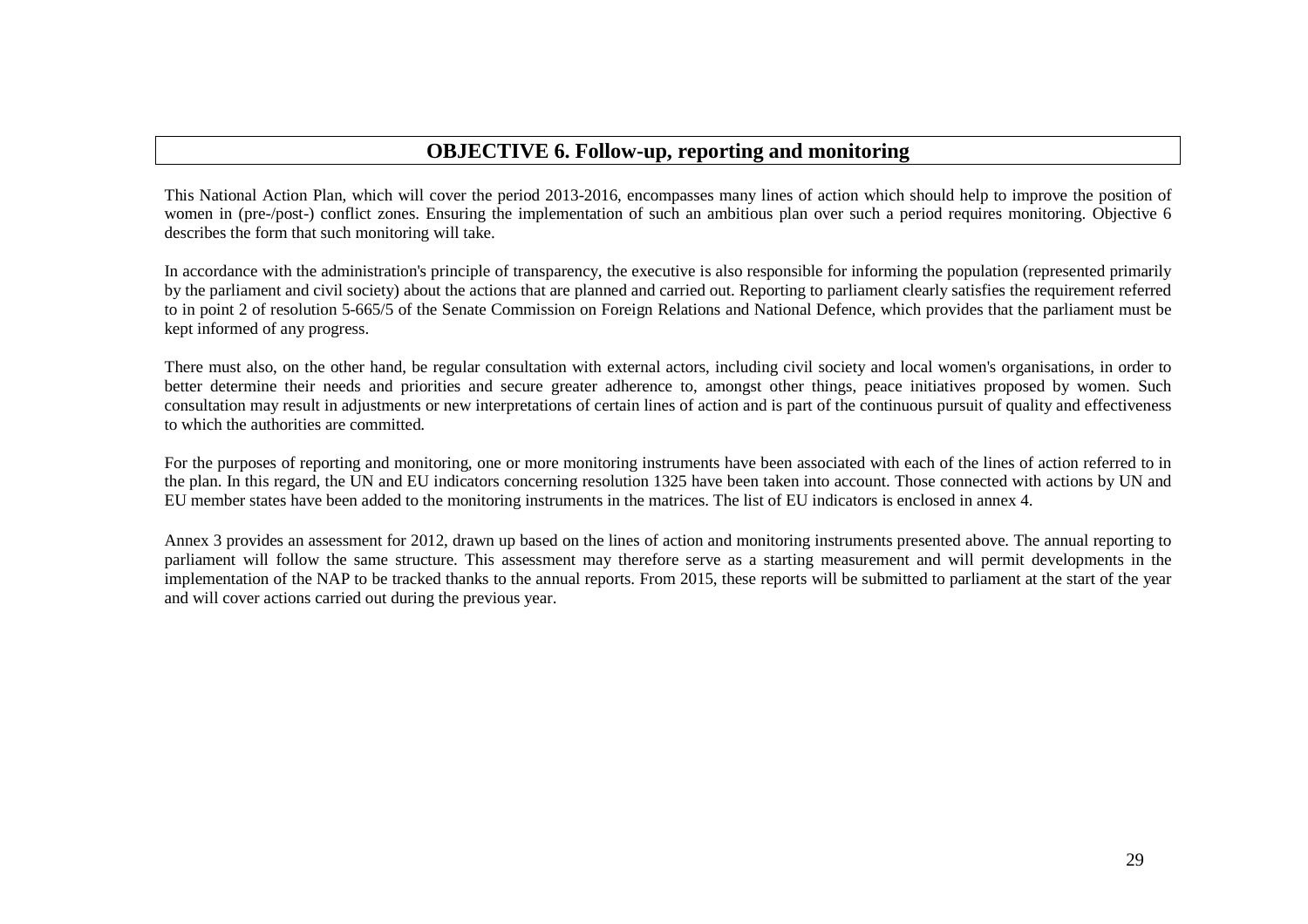## OBJECTIVE 6. Follow-up, reporting and monitoring

This National Action Plan, which will cover the period 2013-2016, encompasses many lines of action which should help to improve the position of women in (pre-/post-) conflict zones. Ensuring the implementation of such an ambitious plan over such a period requires monitoring. Objective 6 describes the form that such monitoring will take.

In accordance with the administration's principle of transparency, the executive is also responsible for informing the population (represented primarily by the parliament and civil society) about the actions that are planned and carried out. Reporting to parliament clearly satisfies the requirement referred to in point 2 of resolution 5-665/5 of the Senate Commission on Foreign Relations and National Defence, which provides that the parliament must be kept informed of any progress.

There must also, on the other hand, be regular consultation with external actors, including civil society and local women's organisations, in order to better determine their needs and priorities and secure greater adherence to, amongst other things, peace initiatives proposed by women. Such consultation may result in adjustments or new interpretations of certain lines of action and is part of the continuous pursuit of quality and effectiveness to which the authorities are committed.

For the purposes of reporting and monitoring, one or more monitoring instruments have been associated with each of the lines of action referred to in the plan. In this regard, the UN and EU indicators concerning resolution 1325 have been taken into account. Those connected with actions by UN and EU member states have been added to the monitoring instruments in the matrices. The list of EU indicators is enclosed in annex 4.

Annex 3 provides an assessment for 2012, drawn up based on the lines of action and monitoring instruments presented above. The annual reporting to parliament will follow the same structure. This assessment may therefore serve as a starting measurement and will permit developments in the implementation of the NAP to be tracked thanks to the annual reports. From 2015, these reports will be submitted to parliament at the start of the year and will cover actions carried out during the previous year.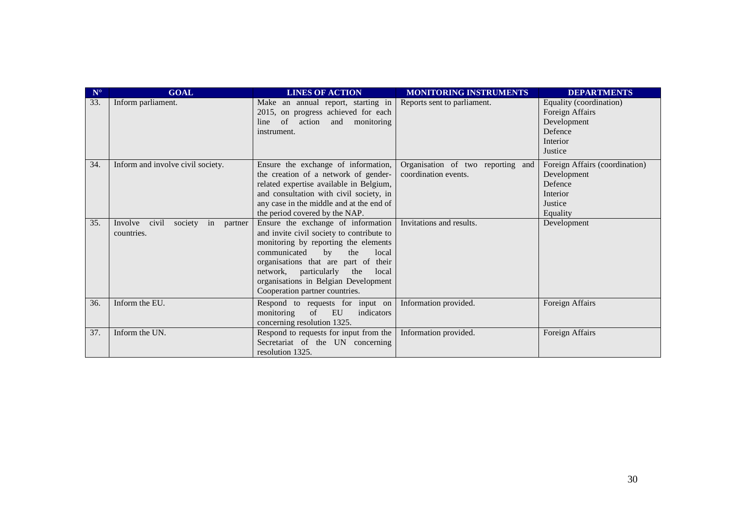| N° | GOAL | LINES OF ACTION | MONITORING INSTRUMENTS | DEPARTMENTS |
|---|---|---|---|---|
| 33. | Inform parliament. | Make an annual report, starting in 2015, on progress achieved for each line of action and monitoring instrument. | Reports sent to parliament. | Equality (coordination)<br>Foreign Affairs<br>Development<br>Defence<br>Interior<br>Justice |
| 34. | Inform and involve civil society. | Ensure the exchange of information, the creation of a network of gender-related expertise available in Belgium, and consultation with civil society, in any case in the middle and at the end of the period covered by the NAP. | Organisation of two reporting and coordination events. | Foreign Affairs (coordination)<br>Development<br>Defence<br>Interior<br>Justice<br>Equality |
| 35. | Involve civil society in partner countries. | Ensure the exchange of information and invite civil society to contribute to monitoring by reporting the elements communicated by the local organisations that are part of their network, particularly the local organisations in Belgian Development Cooperation partner countries. | Invitations and results. | Development |
| 36. | Inform the EU. | Respond to requests for input on monitoring of EU indicators concerning resolution 1325. | Information provided. | Foreign Affairs |
| 37. | Inform the UN. | Respond to requests for input from the Secretariat of the UN concerning resolution 1325. | Information provided. | Foreign Affairs |